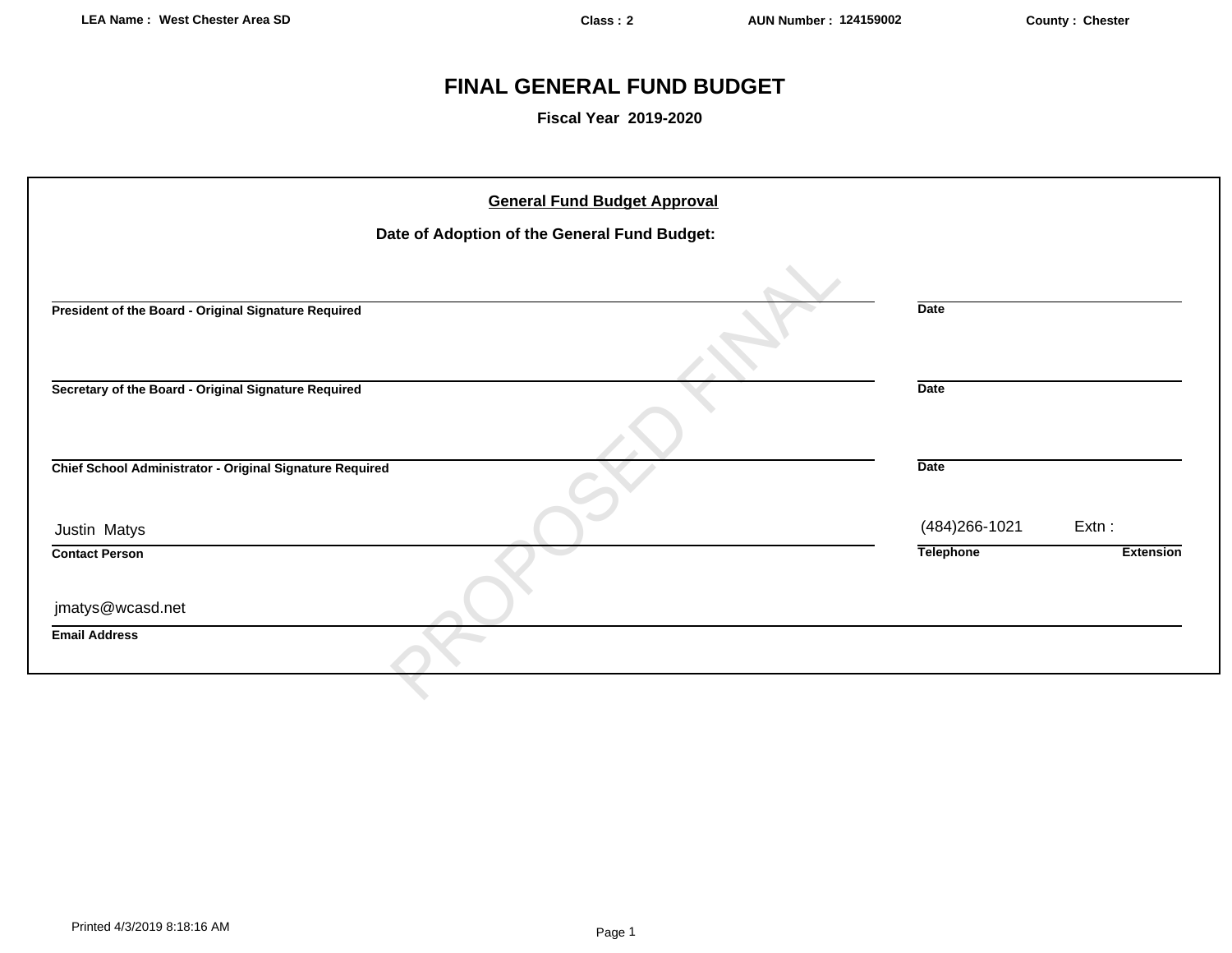LEA Name : West Chester Area SD | Class : 2 | AUN Number : 124159002 | County : Chester

# FINAL GENERAL FUND BUDGET

**Fiscal Year 2019-2020**

## General Fund Budget Approval

**Date of Adoption of the General Fund Budget:**

| | |
|---|---|
| **President of the Board - Original Signature Required** | **Date** |
| **Secretary of the Board - Original Signature Required** | **Date** |
| **Chief School Administrator - Original Signature Required** | **Date** |

| Contact Person | Telephone | Extension |
|---|---|---|
| Justin Matys | (484)266-1021 | Extn : |

**Email Address**

jmatys@wcasd.net

PROPOSED FINAL

Printed 4/3/2019 8:18:16 AM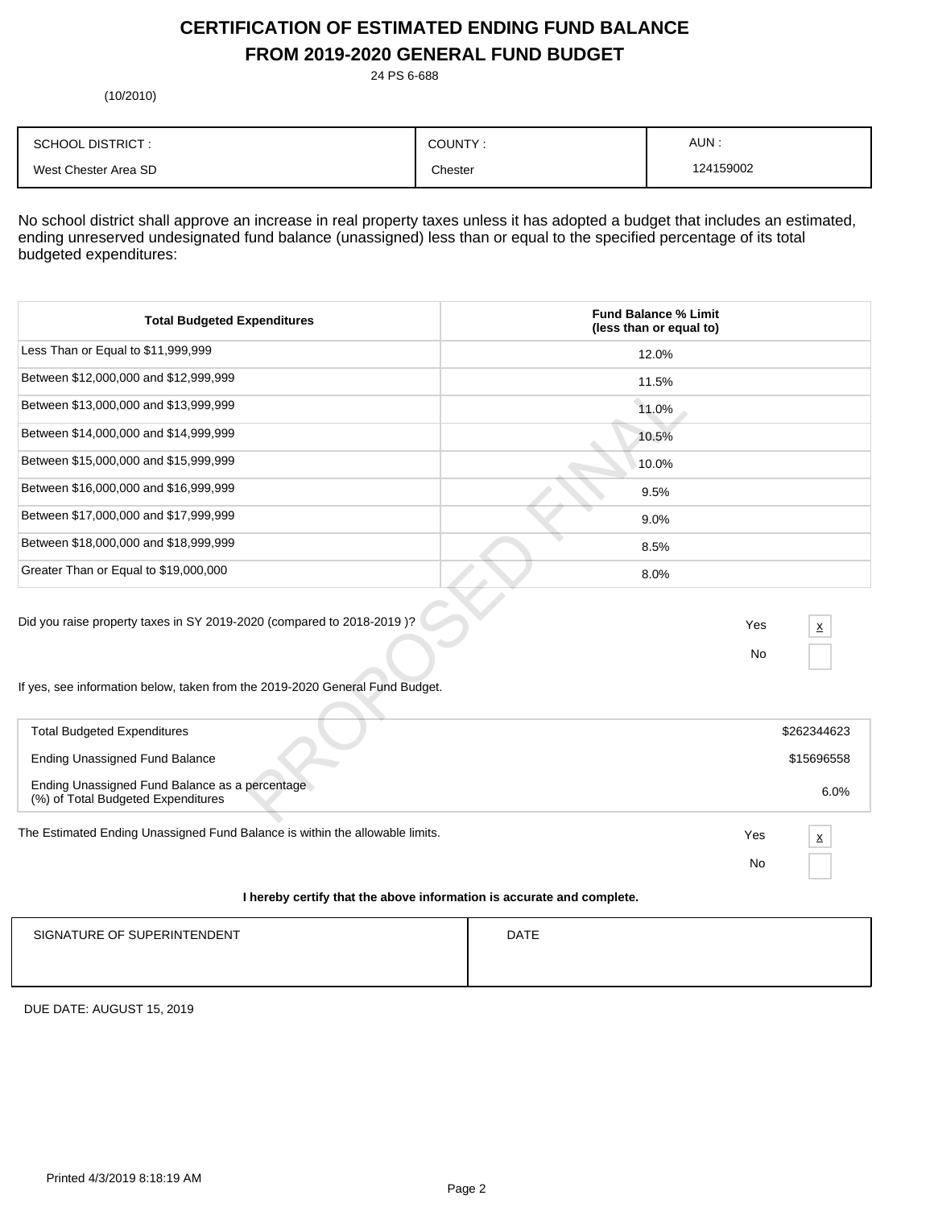# CERTIFICATION OF ESTIMATED ENDING FUND BALANCE FROM 2019-2020 GENERAL FUND BUDGET

24 PS 6-688

(10/2010)

| SCHOOL DISTRICT : | COUNTY : | AUN : |
|---|---|---|
| West Chester Area SD | Chester | 124159002 |

No school district shall approve an increase in real property taxes unless it has adopted a budget that includes an estimated, ending unreserved undesignated fund balance (unassigned) less than or equal to the specified percentage of its total budgeted expenditures:

| Total Budgeted Expenditures | Fund Balance % Limit (less than or equal to) |
|---|---|
| Less Than or Equal to $11,999,999 | 12.0% |
| Between $12,000,000 and $12,999,999 | 11.5% |
| Between $13,000,000 and $13,999,999 | 11.0% |
| Between $14,000,000 and $14,999,999 | 10.5% |
| Between $15,000,000 and $15,999,999 | 10.0% |
| Between $16,000,000 and $16,999,999 | 9.5% |
| Between $17,000,000 and $17,999,999 | 9.0% |
| Between $18,000,000 and $18,999,999 | 8.5% |
| Greater Than or Equal to $19,000,000 | 8.0% |

Did you raise property taxes in SY 2019-2020 (compared to 2018-2019 )?

Yes [x]

No [ ]

If yes, see information below, taken from the 2019-2020 General Fund Budget.

| | |
|---|---|
| Total Budgeted Expenditures | $262344623 |
| Ending Unassigned Fund Balance | $15696558 |
| Ending Unassigned Fund Balance as a percentage (%) of Total Budgeted Expenditures | 6.0% |

The Estimated Ending Unassigned Fund Balance is within the allowable limits.

Yes [x]

No [ ]

**I hereby certify that the above information is accurate and complete.**

| SIGNATURE OF SUPERINTENDENT | DATE |
|---|---|
| | |

DUE DATE: AUGUST 15, 2019

Printed 4/3/2019 8:18:19 AM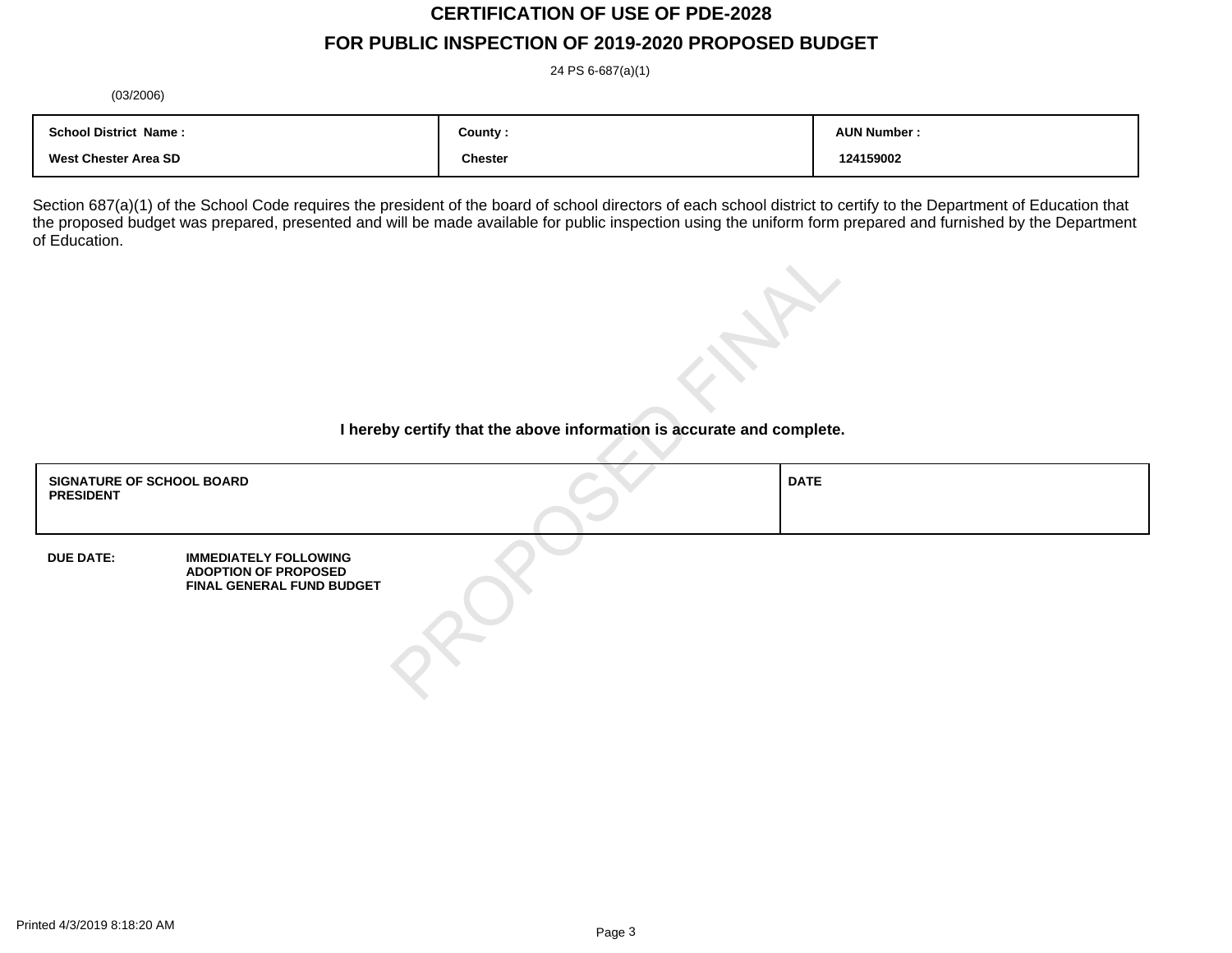# CERTIFICATION OF USE OF PDE-2028

## FOR PUBLIC INSPECTION OF 2019-2020 PROPOSED BUDGET

24 PS 6-687(a)(1)

(03/2006)

| School District Name : | County : | AUN Number : |
|---|---|---|
| West Chester Area SD | Chester | 124159002 |

Section 687(a)(1) of the School Code requires the president of the board of school directors of each school district to certify to the Department of Education that the proposed budget was prepared, presented and will be made available for public inspection using the uniform form prepared and furnished by the Department of Education.

PROPOSED FINAL

**I hereby certify that the above information is accurate and complete.**

| SIGNATURE OF SCHOOL BOARD PRESIDENT | DATE |
|---|---|
| | |

**DUE DATE:** **IMMEDIATELY FOLLOWING ADOPTION OF PROPOSED FINAL GENERAL FUND BUDGET**

Printed 4/3/2019 8:18:20 AM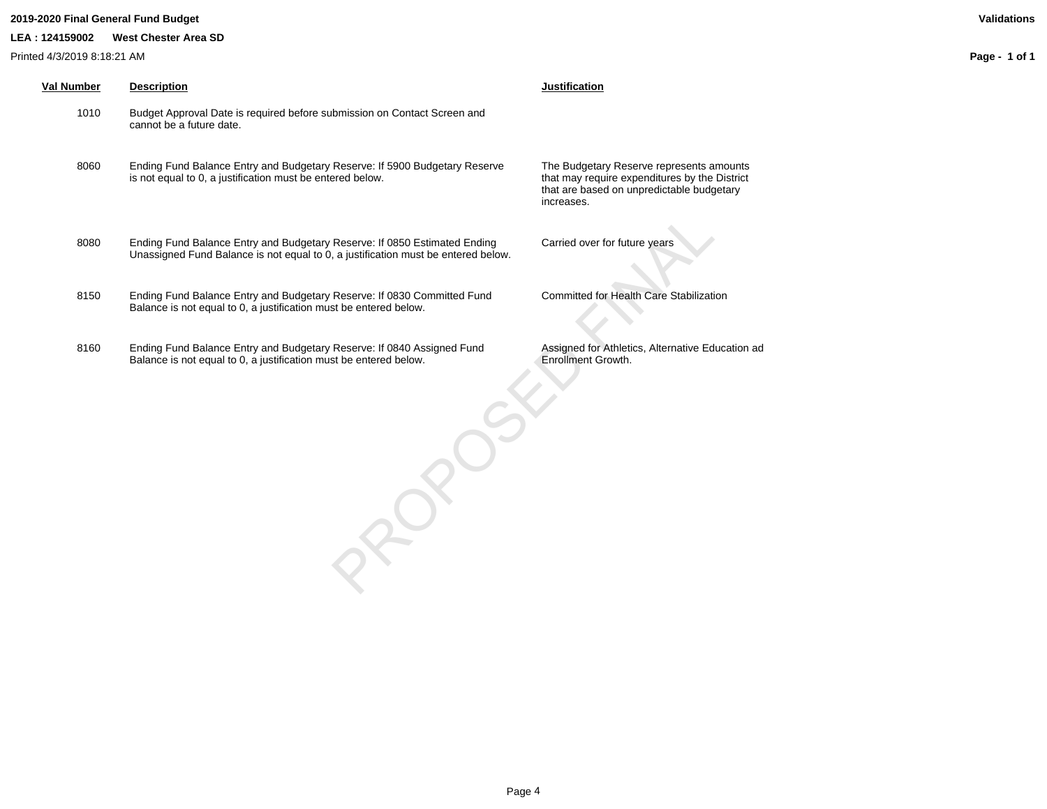**2019-2020 Final General Fund Budget**

**Validations**

**LEA : 124159002 West Chester Area SD**

Printed 4/3/2019 8:18:21 AM

| Val Number | Description | Justification |
|---|---|---|
| 1010 | Budget Approval Date is required before submission on Contact Screen and cannot be a future date. | |
| 8060 | Ending Fund Balance Entry and Budgetary Reserve: If 5900 Budgetary Reserve is not equal to 0, a justification must be entered below. | The Budgetary Reserve represents amounts that may require expenditures by the District that are based on unpredictable budgetary increases. |
| 8080 | Ending Fund Balance Entry and Budgetary Reserve: If 0850 Estimated Ending Unassigned Fund Balance is not equal to 0, a justification must be entered below. | Carried over for future years |
| 8150 | Ending Fund Balance Entry and Budgetary Reserve: If 0830 Committed Fund Balance is not equal to 0, a justification must be entered below. | Committed for Health Care Stabilization |
| 8160 | Ending Fund Balance Entry and Budgetary Reserve: If 0840 Assigned Fund Balance is not equal to 0, a justification must be entered below. | Assigned for Athletics, Alternative Education ad Enrollment Growth. |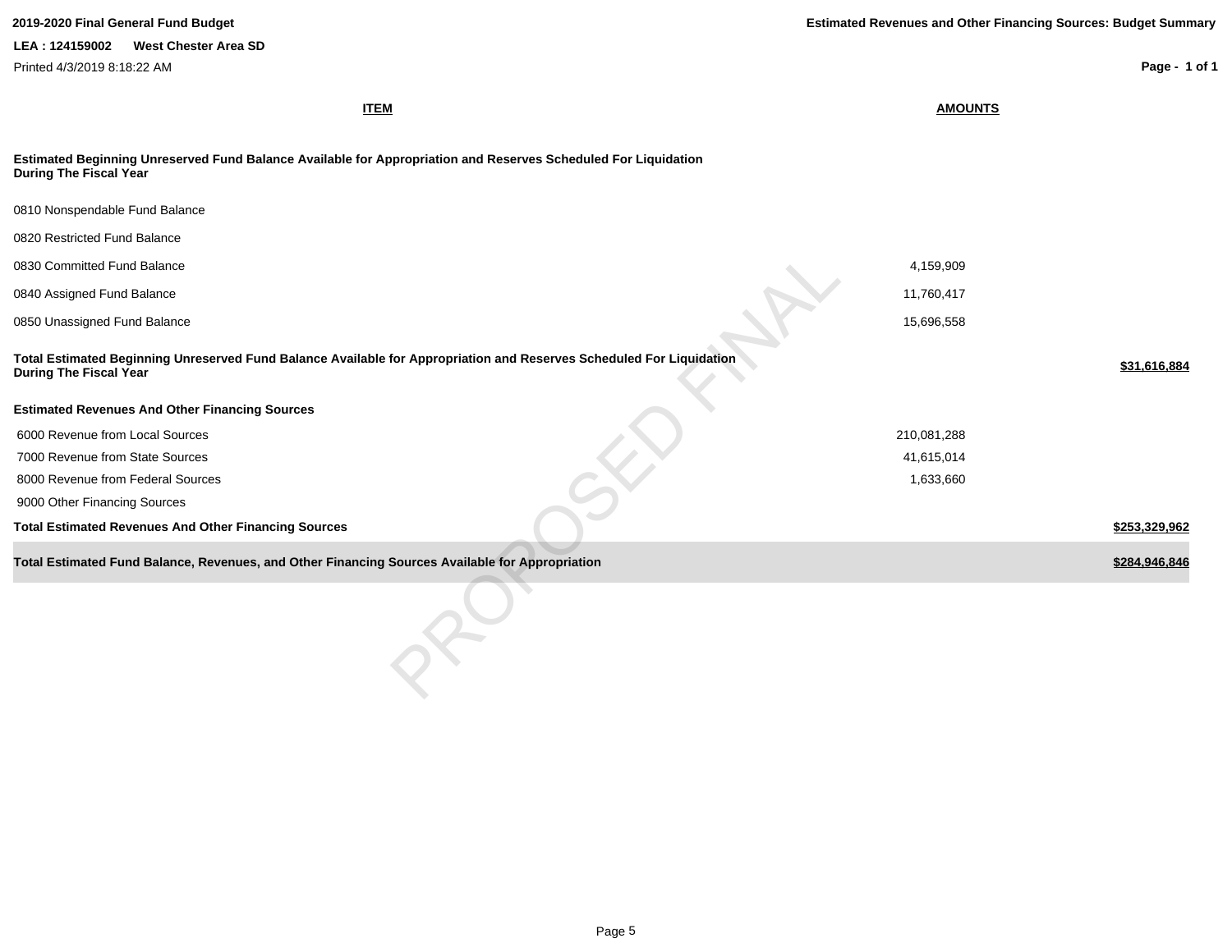**2019-2020 Final General Fund Budget**

**LEA : 124159002 West Chester Area SD**

Printed 4/3/2019 8:18:22 AM

**Estimated Revenues and Other Financing Sources: Budget Summary**

| ITEM | AMOUNTS | |
|---|---|---|
| **Estimated Beginning Unreserved Fund Balance Available for Appropriation and Reserves Scheduled For Liquidation During The Fiscal Year** | | |
| 0810 Nonspendable Fund Balance | | |
| 0820 Restricted Fund Balance | | |
| 0830 Committed Fund Balance | 4,159,909 | |
| 0840 Assigned Fund Balance | 11,760,417 | |
| 0850 Unassigned Fund Balance | 15,696,558 | |
| **Total Estimated Beginning Unreserved Fund Balance Available for Appropriation and Reserves Scheduled For Liquidation During The Fiscal Year** | | **$31,616,884** |
| **Estimated Revenues And Other Financing Sources** | | |
| 6000 Revenue from Local Sources | 210,081,288 | |
| 7000 Revenue from State Sources | 41,615,014 | |
| 8000 Revenue from Federal Sources | 1,633,660 | |
| 9000 Other Financing Sources | | |
| **Total Estimated Revenues And Other Financing Sources** | | **$253,329,962** |
| **Total Estimated Fund Balance, Revenues, and Other Financing Sources Available for Appropriation** | | **$284,946,846** |

PROPOSED FINAL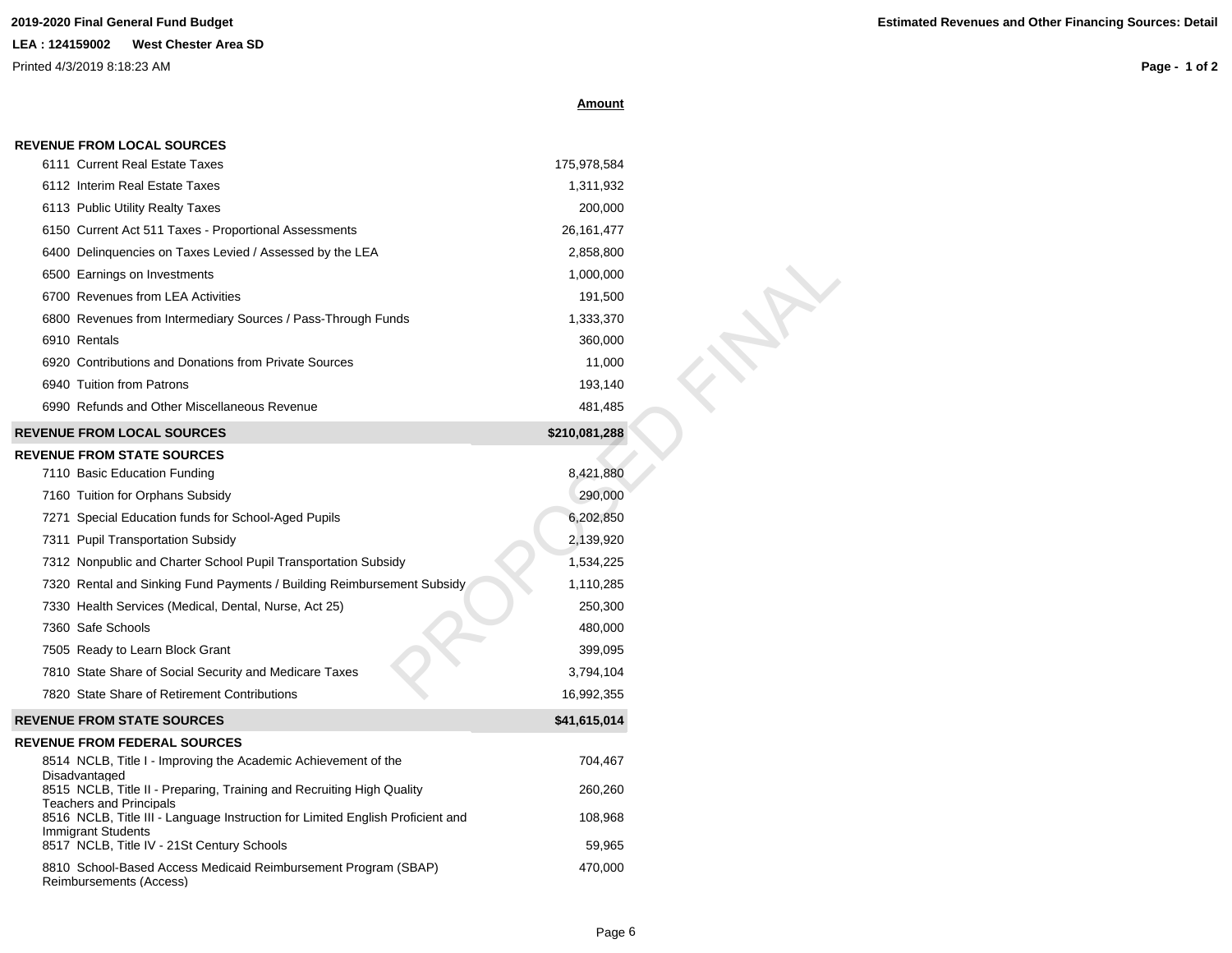**2019-2020 Final General Fund Budget**

**LEA : 124159002 West Chester Area SD**

Printed 4/3/2019 8:18:23 AM

**Estimated Revenues and Other Financing Sources: Detail**

| | **Amount** |
|---|---|
| **REVENUE FROM LOCAL SOURCES** | |
| 6111 Current Real Estate Taxes | 175,978,584 |
| 6112 Interim Real Estate Taxes | 1,311,932 |
| 6113 Public Utility Realty Taxes | 200,000 |
| 6150 Current Act 511 Taxes - Proportional Assessments | 26,161,477 |
| 6400 Delinquencies on Taxes Levied / Assessed by the LEA | 2,858,800 |
| 6500 Earnings on Investments | 1,000,000 |
| 6700 Revenues from LEA Activities | 191,500 |
| 6800 Revenues from Intermediary Sources / Pass-Through Funds | 1,333,370 |
| 6910 Rentals | 360,000 |
| 6920 Contributions and Donations from Private Sources | 11,000 |
| 6940 Tuition from Patrons | 193,140 |
| 6990 Refunds and Other Miscellaneous Revenue | 481,485 |
| **REVENUE FROM LOCAL SOURCES** | **$210,081,288** |
| **REVENUE FROM STATE SOURCES** | |
| 7110 Basic Education Funding | 8,421,880 |
| 7160 Tuition for Orphans Subsidy | 290,000 |
| 7271 Special Education funds for School-Aged Pupils | 6,202,850 |
| 7311 Pupil Transportation Subsidy | 2,139,920 |
| 7312 Nonpublic and Charter School Pupil Transportation Subsidy | 1,534,225 |
| 7320 Rental and Sinking Fund Payments / Building Reimbursement Subsidy | 1,110,285 |
| 7330 Health Services (Medical, Dental, Nurse, Act 25) | 250,300 |
| 7360 Safe Schools | 480,000 |
| 7505 Ready to Learn Block Grant | 399,095 |
| 7810 State Share of Social Security and Medicare Taxes | 3,794,104 |
| 7820 State Share of Retirement Contributions | 16,992,355 |
| **REVENUE FROM STATE SOURCES** | **$41,615,014** |
| **REVENUE FROM FEDERAL SOURCES** | |
| 8514 NCLB, Title I - Improving the Academic Achievement of the Disadvantaged | 704,467 |
| 8515 NCLB, Title II - Preparing, Training and Recruiting High Quality Teachers and Principals | 260,260 |
| 8516 NCLB, Title III - Language Instruction for Limited English Proficient and Immigrant Students | 108,968 |
| 8517 NCLB, Title IV - 21St Century Schools | 59,965 |
| 8810 School-Based Access Medicaid Reimbursement Program (SBAP) Reimbursements (Access) | 470,000 |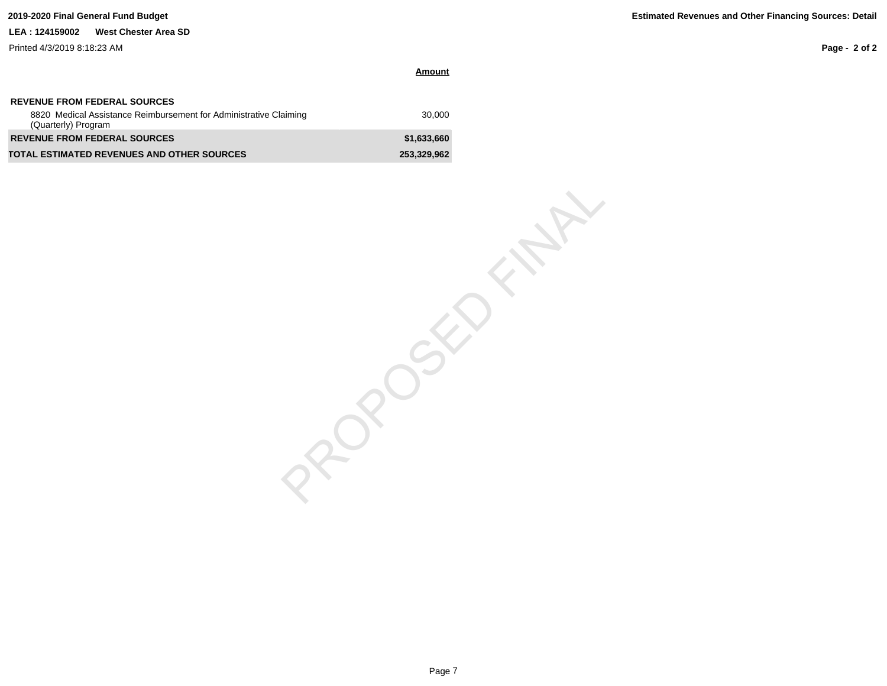**2019-2020 Final General Fund Budget**

**Estimated Revenues and Other Financing Sources: Detail**

**LEA : 124159002 West Chester Area SD**

Printed 4/3/2019 8:18:23 AM

| | Amount |
|---|---|
| **REVENUE FROM FEDERAL SOURCES** | |
| 8820 Medical Assistance Reimbursement for Administrative Claiming (Quarterly) Program | 30,000 |
| **REVENUE FROM FEDERAL SOURCES** | **$1,633,660** |
| **TOTAL ESTIMATED REVENUES AND OTHER SOURCES** | **253,329,962** |

PROPOSED FINAL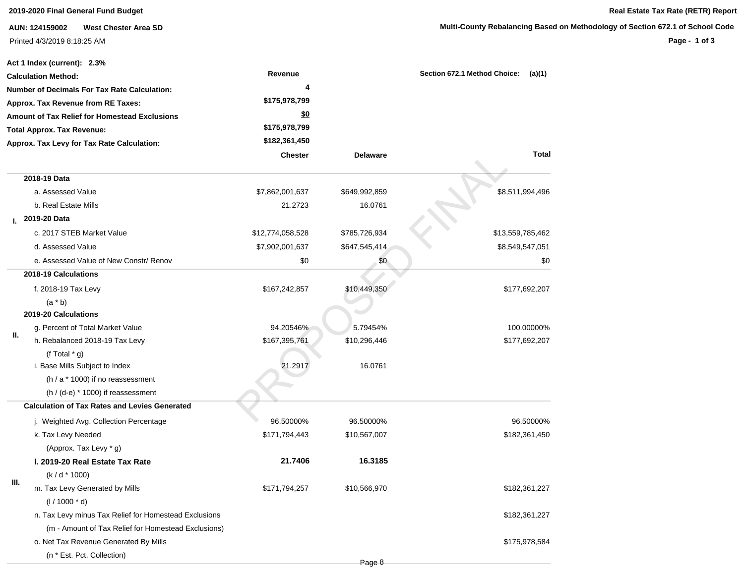**2019-2020 Final General Fund Budget**

**Real Estate Tax Rate (RETR) Report**

**AUN: 124159002 West Chester Area SD**

**Multi-County Rebalancing Based on Methodology of Section 672.1 of School Code**

Printed 4/3/2019 8:18:25 AM

**Act 1 Index (current): 2.3%**

| | | | |
|---|---|---|---|
| **Calculation Method:** | **Revenue** | | **Section 672.1 Method Choice: (a)(1)** |
| **Number of Decimals For Tax Rate Calculation:** | **4** | | |
| **Approx. Tax Revenue from RE Taxes:** | **$175,978,799** | | |
| **Amount of Tax Relief for Homestead Exclusions** | **$0** | | |
| **Total Approx. Tax Revenue:** | **$175,978,799** | | |
| **Approx. Tax Levy for Tax Rate Calculation:** | **$182,361,450** | | |

| | | Chester | Delaware | Total |
|---|---|---|---|---|
| I. | **2018-19 Data** | | | |
| | a. Assessed Value | $7,862,001,637 | $649,992,859 | $8,511,994,496 |
| | b. Real Estate Mills | 21.2723 | 16.0761 | |
| | **2019-20 Data** | | | |
| | c. 2017 STEB Market Value | $12,774,058,528 | $785,726,934 | $13,559,785,462 |
| | d. Assessed Value | $7,902,001,637 | $647,545,414 | $8,549,547,051 |
| | e. Assessed Value of New Constr/ Renov | $0 | $0 | $0 |
| II. | **2018-19 Calculations** | | | |
| | f. 2018-19 Tax Levy (a * b) | $167,242,857 | $10,449,350 | $177,692,207 |
| | **2019-20 Calculations** | | | |
| | g. Percent of Total Market Value | 94.20546% | 5.79454% | 100.00000% |
| | h. Rebalanced 2018-19 Tax Levy (f Total * g) | $167,395,761 | $10,296,446 | $177,692,207 |
| | i. Base Mills Subject to Index (h / a * 1000) if no reassessment (h / (d-e) * 1000) if reassessment | 21.2917 | 16.0761 | |
| III. | **Calculation of Tax Rates and Levies Generated** | | | |
| | j. Weighted Avg. Collection Percentage | 96.50000% | 96.50000% | 96.50000% |
| | k. Tax Levy Needed (Approx. Tax Levy * g) | $171,794,443 | $10,567,007 | $182,361,450 |
| | **l. 2019-20 Real Estate Tax Rate** (k / d * 1000) | **21.7406** | **16.3185** | |
| | m. Tax Levy Generated by Mills (l / 1000 * d) | $171,794,257 | $10,566,970 | $182,361,227 |
| | n. Tax Levy minus Tax Relief for Homestead Exclusions (m - Amount of Tax Relief for Homestead Exclusions) | | | $182,361,227 |
| | o. Net Tax Revenue Generated By Mills (n * Est. Pct. Collection) | | | $175,978,584 |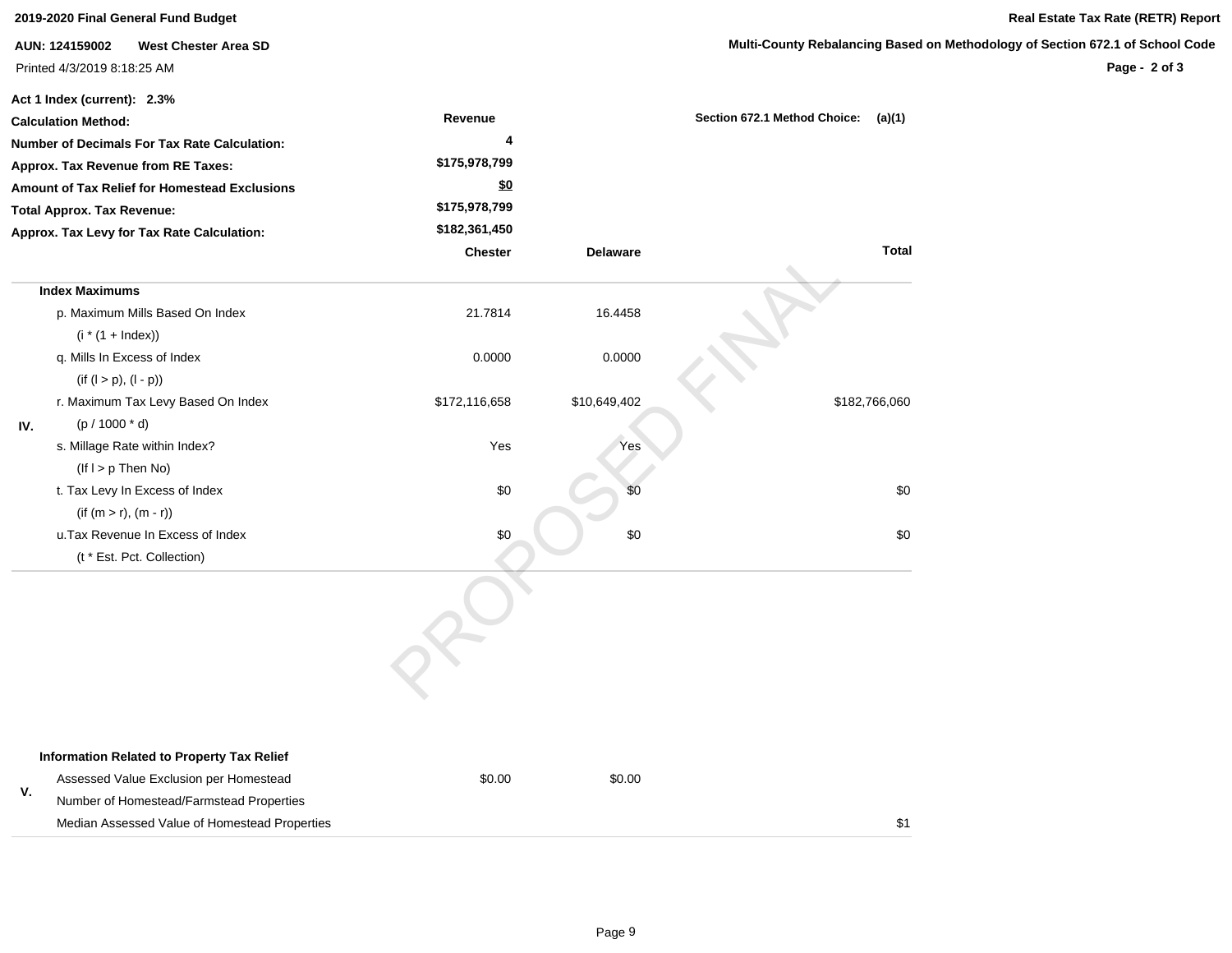**2019-2020 Final General Fund Budget**

**AUN: 124159002 West Chester Area SD**

Printed 4/3/2019 8:18:25 AM

**Real Estate Tax Rate (RETR) Report**

**Multi-County Rebalancing Based on Methodology of Section 672.1 of School Code**

**Act 1 Index (current): 2.3%**

| | | |
|---|---|---|
| **Calculation Method:** | **Revenue** | **Section 672.1 Method Choice: (a)(1)** |
| **Number of Decimals For Tax Rate Calculation:** | **4** | |
| **Approx. Tax Revenue from RE Taxes:** | **$175,978,799** | |
| **Amount of Tax Relief for Homestead Exclusions** | **$0** | |
| **Total Approx. Tax Revenue:** | **$175,978,799** | |
| **Approx. Tax Levy for Tax Rate Calculation:** | **$182,361,450** | |

| | | Chester | Delaware | Total |
|---|---|---|---|---|
| IV. | **Index Maximums** | | | |
| | p. Maximum Mills Based On Index (i * (1 + Index)) | 21.7814 | 16.4458 | |
| | q. Mills In Excess of Index (if (l > p), (l - p)) | 0.0000 | 0.0000 | |
| | r. Maximum Tax Levy Based On Index (p / 1000 * d) | $172,116,658 | $10,649,402 | $182,766,060 |
| | s. Millage Rate within Index? (If l > p Then No) | Yes | Yes | |
| | t. Tax Levy In Excess of Index (if (m > r), (m - r)) | $0 | $0 | $0 |
| | u.Tax Revenue In Excess of Index (t * Est. Pct. Collection) | $0 | $0 | $0 |

| | | Chester | Delaware | Total |
|---|---|---|---|---|
| V. | **Information Related to Property Tax Relief** | | | |
| | Assessed Value Exclusion per Homestead | $0.00 | $0.00 | |
| | Number of Homestead/Farmstead Properties | | | |
| | Median Assessed Value of Homestead Properties | | | $1 |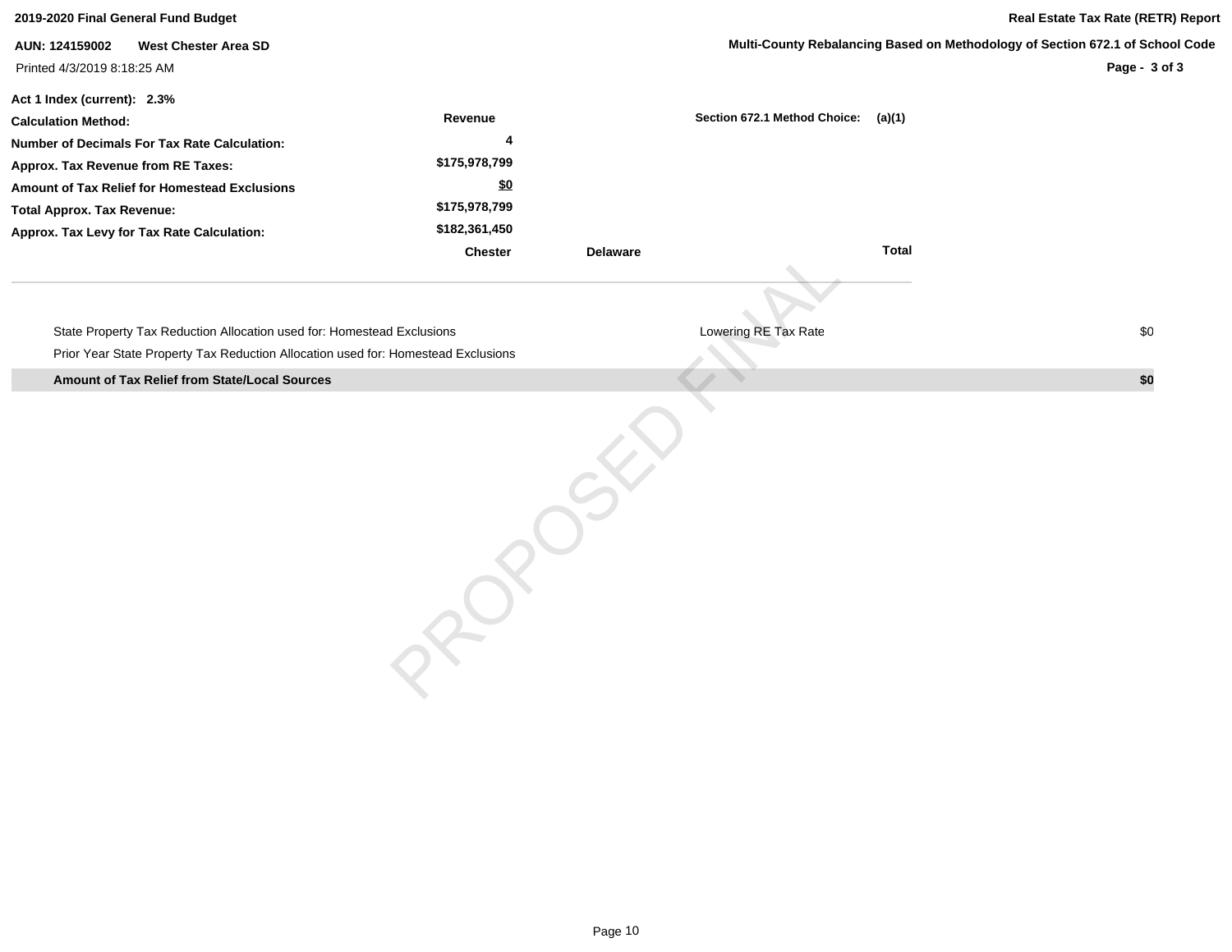**2019-2020 Final General Fund Budget**

**Real Estate Tax Rate (RETR) Report**

**AUN: 124159002 West Chester Area SD**

**Multi-County Rebalancing Based on Methodology of Section 672.1 of School Code**

Printed 4/3/2019 8:18:25 AM

**Act 1 Index (current): 2.3%**

| | | | |
|---|---|---|---|
| **Calculation Method:** | **Revenue** | **Section 672.1 Method Choice:** | **(a)(1)** |
| **Number of Decimals For Tax Rate Calculation:** | **4** | | |
| **Approx. Tax Revenue from RE Taxes:** | **$175,978,799** | | |
| **Amount of Tax Relief for Homestead Exclusions** | **$0** | | |
| **Total Approx. Tax Revenue:** | **$175,978,799** | | |
| **Approx. Tax Levy for Tax Rate Calculation:** | **$182,361,450** | | |

| | **Chester** | **Delaware** | **Total** |
|---|---|---|---|

| | | |
|---|---|---|
| State Property Tax Reduction Allocation used for: Homestead Exclusions | Lowering RE Tax Rate | $0 |
| Prior Year State Property Tax Reduction Allocation used for: Homestead Exclusions | | |
| **Amount of Tax Relief from State/Local Sources** | | **$0** |

PROPOSED FINAL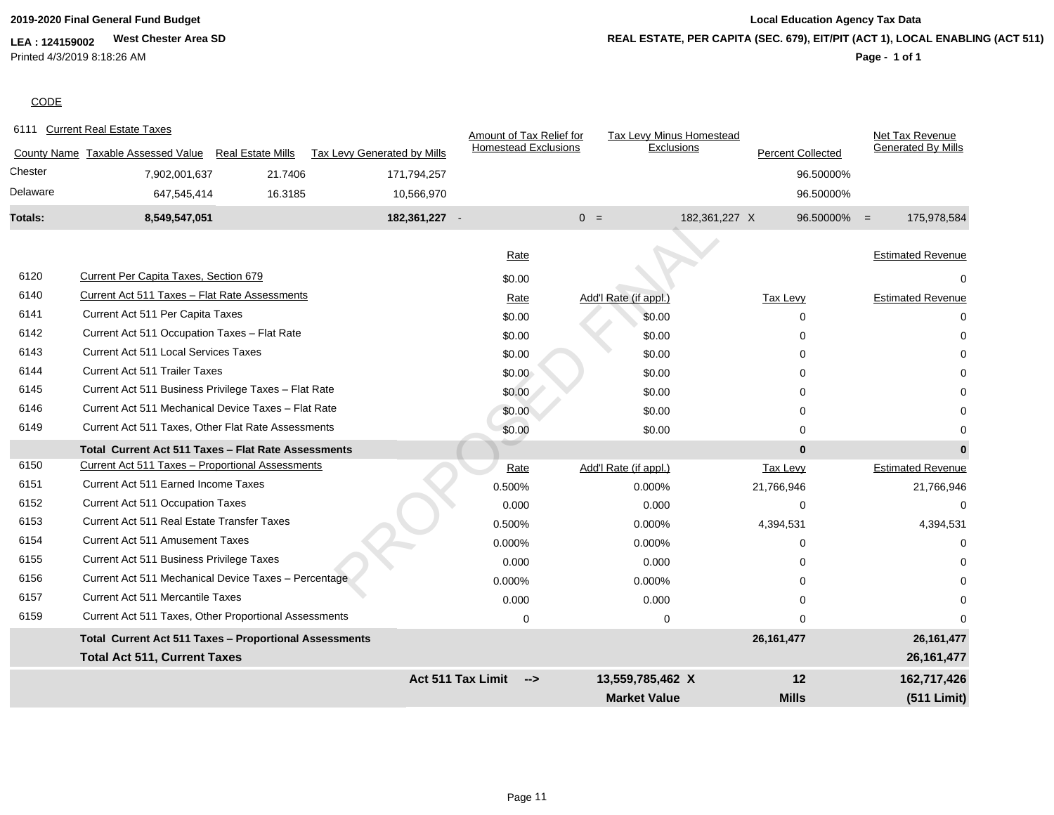2019-2020 Final General Fund Budget

LEA : 124159002 West Chester Area SD

Printed 4/3/2019 8:18:26 AM

Local Education Agency Tax Data

REAL ESTATE, PER CAPITA (SEC. 679), EIT/PIT (ACT 1), LOCAL ENABLING (ACT 511)

CODE

6111 Current Real Estate Taxes

| County Name | Taxable Assessed Value | Real Estate Mills | Tax Levy Generated by Mills | | Amount of Tax Relief for Homestead Exclusions | | Tax Levy Minus Homestead Exclusions | | Percent Collected | | Net Tax Revenue Generated By Mills |
|---|---|---|---|---|---|---|---|---|---|---|---|
| Chester | 7,902,001,637 | 21.7406 | 171,794,257 | | | | | | 96.50000% | | |
| Delaware | 647,545,414 | 16.3185 | 10,566,970 | | | | | | 96.50000% | | |
| **Totals:** | **8,549,547,051** | | **182,361,227** | - | 0 | = | 182,361,227 | X | 96.50000% | = | 175,978,584 |

| Code | Description | Rate | Add'l Rate (if appl.) | Tax Levy | Estimated Revenue |
|---|---|---|---|---|---|
| 6120 | Current Per Capita Taxes, Section 679 | $0.00 | | | 0 |
| 6140 | Current Act 511 Taxes – Flat Rate Assessments | Rate | Add'l Rate (if appl.) | Tax Levy | Estimated Revenue |
| 6141 | Current Act 511 Per Capita Taxes | $0.00 | $0.00 | 0 | 0 |
| 6142 | Current Act 511 Occupation Taxes – Flat Rate | $0.00 | $0.00 | 0 | 0 |
| 6143 | Current Act 511 Local Services Taxes | $0.00 | $0.00 | 0 | 0 |
| 6144 | Current Act 511 Trailer Taxes | $0.00 | $0.00 | 0 | 0 |
| 6145 | Current Act 511 Business Privilege Taxes – Flat Rate | $0.00 | $0.00 | 0 | 0 |
| 6146 | Current Act 511 Mechanical Device Taxes – Flat Rate | $0.00 | $0.00 | 0 | 0 |
| 6149 | Current Act 511 Taxes, Other Flat Rate Assessments | $0.00 | $0.00 | 0 | 0 |
| | **Total Current Act 511 Taxes – Flat Rate Assessments** | | | **0** | **0** |
| 6150 | Current Act 511 Taxes – Proportional Assessments | Rate | Add'l Rate (if appl.) | Tax Levy | Estimated Revenue |
| 6151 | Current Act 511 Earned Income Taxes | 0.500% | 0.000% | 21,766,946 | 21,766,946 |
| 6152 | Current Act 511 Occupation Taxes | 0.000 | 0.000 | 0 | 0 |
| 6153 | Current Act 511 Real Estate Transfer Taxes | 0.500% | 0.000% | 4,394,531 | 4,394,531 |
| 6154 | Current Act 511 Amusement Taxes | 0.000% | 0.000% | 0 | 0 |
| 6155 | Current Act 511 Business Privilege Taxes | 0.000 | 0.000 | 0 | 0 |
| 6156 | Current Act 511 Mechanical Device Taxes – Percentage | 0.000% | 0.000% | 0 | 0 |
| 6157 | Current Act 511 Mercantile Taxes | 0.000 | 0.000 | 0 | 0 |
| 6159 | Current Act 511 Taxes, Other Proportional Assessments | 0 | 0 | 0 | 0 |
| | **Total Current Act 511 Taxes – Proportional Assessments** | | | **26,161,477** | **26,161,477** |
| | **Total Act 511, Current Taxes** | | | | **26,161,477** |
| | | **Act 511 Tax Limit -->** | **13,559,785,462 X** | **12** | **162,717,426** |
| | | | **Market Value** | **Mills** | **(511 Limit)** |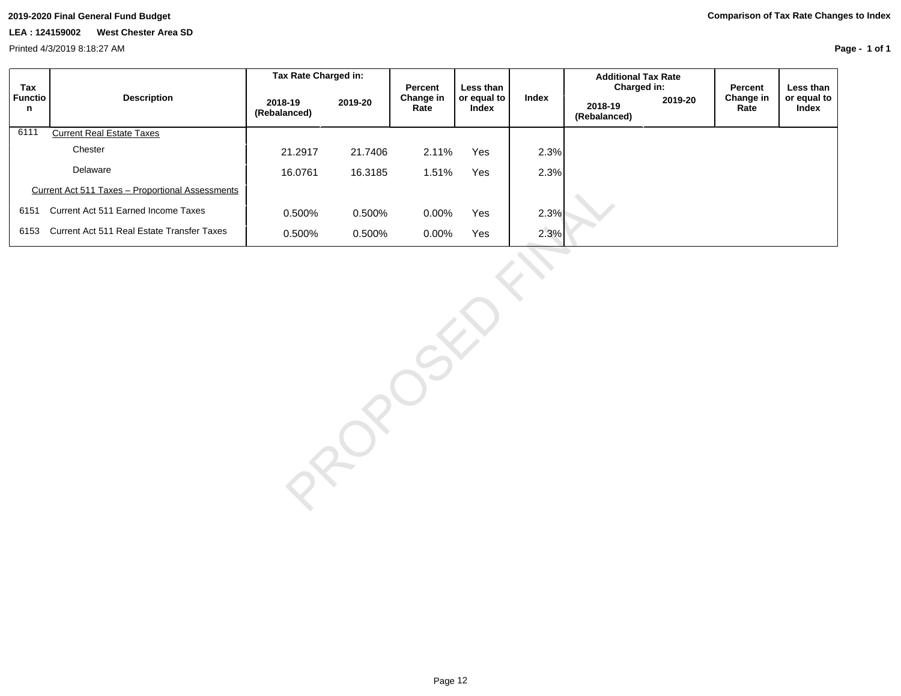**2019-2020 Final General Fund Budget**

**LEA : 124159002 West Chester Area SD**

Printed 4/3/2019 8:18:27 AM

**Comparison of Tax Rate Changes to Index**

| Tax Function | Description | Tax Rate Charged in: | | Percent Change in Rate | Less than or equal to Index | Index | Additional Tax Rate Charged in: | | Percent Change in Rate | Less than or equal to Index |
|---|---|---|---|---|---|---|---|---|---|---|
| | | 2018-19 (Rebalanced) | 2019-20 | | | | 2018-19 (Rebalanced) | 2019-20 | | |
| 6111 | Current Real Estate Taxes | | | | | | | | | |
| | Chester | 21.2917 | 21.7406 | 2.11% | Yes | 2.3% | | | | |
| | Delaware | 16.0761 | 16.3185 | 1.51% | Yes | 2.3% | | | | |
| | Current Act 511 Taxes – Proportional Assessments | | | | | | | | | |
| 6151 | Current Act 511 Earned Income Taxes | 0.500% | 0.500% | 0.00% | Yes | 2.3% | | | | |
| 6153 | Current Act 511 Real Estate Transfer Taxes | 0.500% | 0.500% | 0.00% | Yes | 2.3% | | | | |

PROPOSED FINAL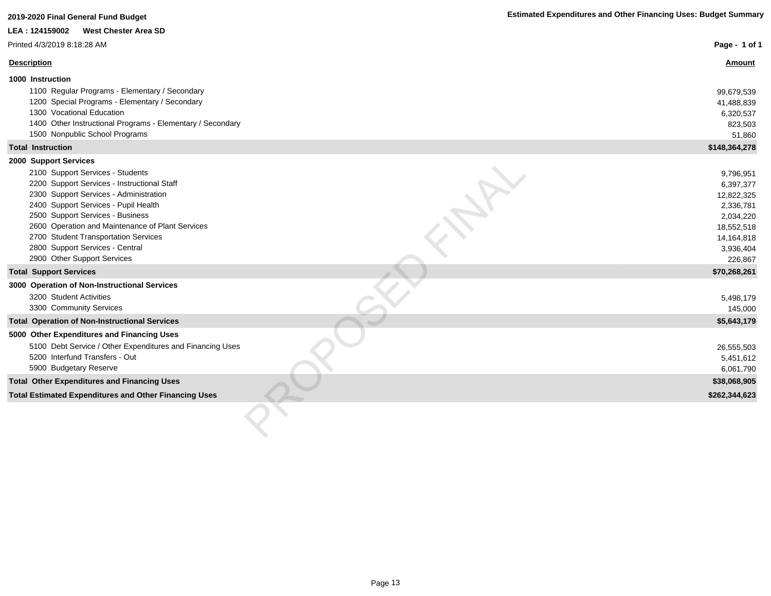**2019-2020 Final General Fund Budget**

**Estimated Expenditures and Other Financing Uses: Budget Summary**

**LEA : 124159002 West Chester Area SD**

Printed 4/3/2019 8:18:28 AM

| Description | Amount |
|---|---|
| **1000 Instruction** | |
| 1100 Regular Programs - Elementary / Secondary | 99,679,539 |
| 1200 Special Programs - Elementary / Secondary | 41,488,839 |
| 1300 Vocational Education | 6,320,537 |
| 1400 Other Instructional Programs - Elementary / Secondary | 823,503 |
| 1500 Nonpublic School Programs | 51,860 |
| **Total Instruction** | **$148,364,278** |
| **2000 Support Services** | |
| 2100 Support Services - Students | 9,796,951 |
| 2200 Support Services - Instructional Staff | 6,397,377 |
| 2300 Support Services - Administration | 12,822,325 |
| 2400 Support Services - Pupil Health | 2,336,781 |
| 2500 Support Services - Business | 2,034,220 |
| 2600 Operation and Maintenance of Plant Services | 18,552,518 |
| 2700 Student Transportation Services | 14,164,818 |
| 2800 Support Services - Central | 3,936,404 |
| 2900 Other Support Services | 226,867 |
| **Total Support Services** | **$70,268,261** |
| **3000 Operation of Non-Instructional Services** | |
| 3200 Student Activities | 5,498,179 |
| 3300 Community Services | 145,000 |
| **Total Operation of Non-Instructional Services** | **$5,643,179** |
| **5000 Other Expenditures and Financing Uses** | |
| 5100 Debt Service / Other Expenditures and Financing Uses | 26,555,503 |
| 5200 Interfund Transfers - Out | 5,451,612 |
| 5900 Budgetary Reserve | 6,061,790 |
| **Total Other Expenditures and Financing Uses** | **$38,068,905** |
| **Total Estimated Expenditures and Other Financing Uses** | **$262,344,623** |

PROPOSED FINAL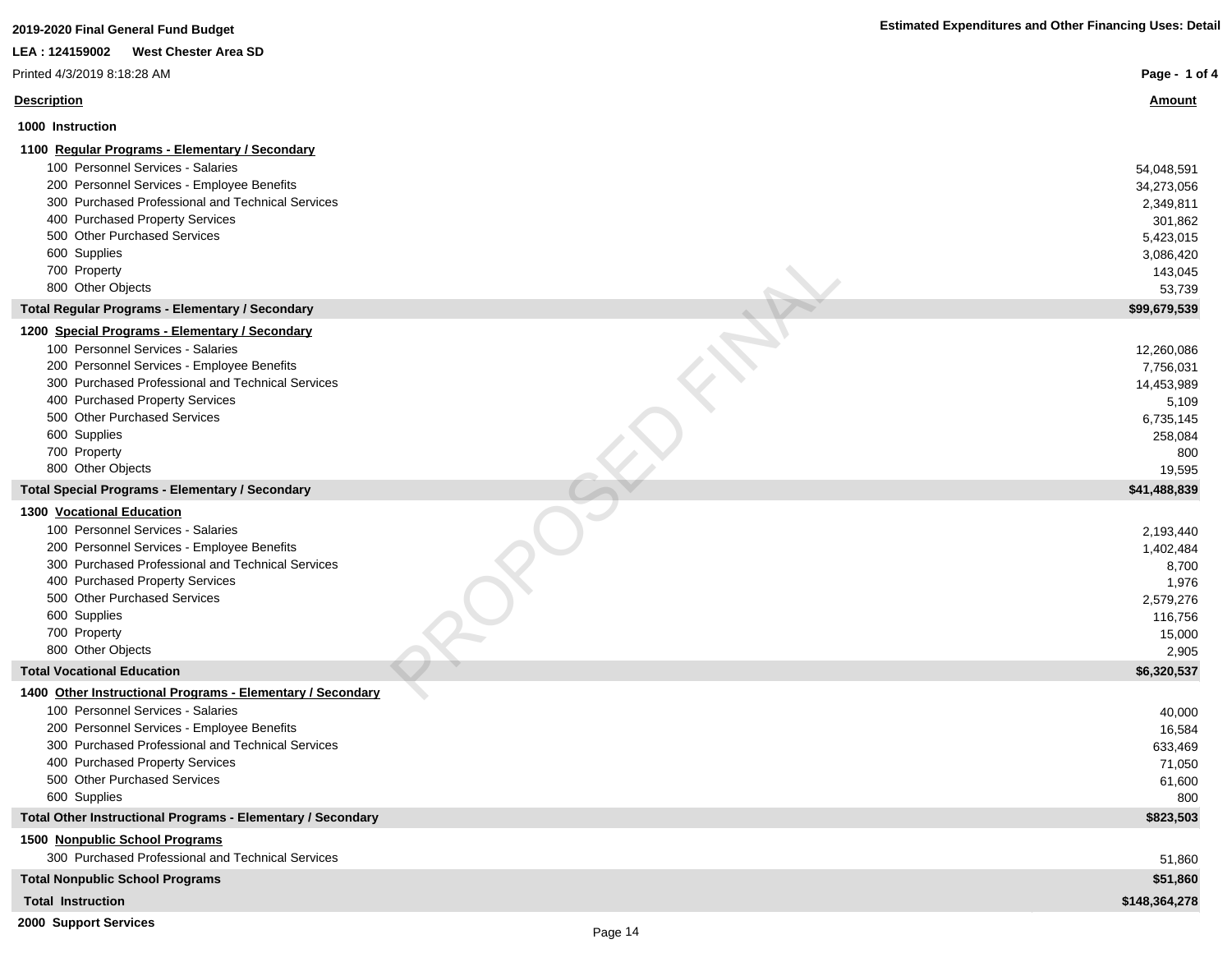2019-2020 Final General Fund Budget

Estimated Expenditures and Other Financing Uses: Detail

LEA : 124159002 West Chester Area SD

Printed 4/3/2019 8:18:28 AM

| Description | Amount |
|---|---|
| **1000 Instruction** | |
| **1100 Regular Programs - Elementary / Secondary** | |
| 100 Personnel Services - Salaries | 54,048,591 |
| 200 Personnel Services - Employee Benefits | 34,273,056 |
| 300 Purchased Professional and Technical Services | 2,349,811 |
| 400 Purchased Property Services | 301,862 |
| 500 Other Purchased Services | 5,423,015 |
| 600 Supplies | 3,086,420 |
| 700 Property | 143,045 |
| 800 Other Objects | 53,739 |
| **Total Regular Programs - Elementary / Secondary** | **$99,679,539** |
| **1200 Special Programs - Elementary / Secondary** | |
| 100 Personnel Services - Salaries | 12,260,086 |
| 200 Personnel Services - Employee Benefits | 7,756,031 |
| 300 Purchased Professional and Technical Services | 14,453,989 |
| 400 Purchased Property Services | 5,109 |
| 500 Other Purchased Services | 6,735,145 |
| 600 Supplies | 258,084 |
| 700 Property | 800 |
| 800 Other Objects | 19,595 |
| **Total Special Programs - Elementary / Secondary** | **$41,488,839** |
| **1300 Vocational Education** | |
| 100 Personnel Services - Salaries | 2,193,440 |
| 200 Personnel Services - Employee Benefits | 1,402,484 |
| 300 Purchased Professional and Technical Services | 8,700 |
| 400 Purchased Property Services | 1,976 |
| 500 Other Purchased Services | 2,579,276 |
| 600 Supplies | 116,756 |
| 700 Property | 15,000 |
| 800 Other Objects | 2,905 |
| **Total Vocational Education** | **$6,320,537** |
| **1400 Other Instructional Programs - Elementary / Secondary** | |
| 100 Personnel Services - Salaries | 40,000 |
| 200 Personnel Services - Employee Benefits | 16,584 |
| 300 Purchased Professional and Technical Services | 633,469 |
| 400 Purchased Property Services | 71,050 |
| 500 Other Purchased Services | 61,600 |
| 600 Supplies | 800 |
| **Total Other Instructional Programs - Elementary / Secondary** | **$823,503** |
| **1500 Nonpublic School Programs** | |
| 300 Purchased Professional and Technical Services | 51,860 |
| **Total Nonpublic School Programs** | **$51,860** |
| **Total Instruction** | **$148,364,278** |
| **2000 Support Services** | |

PROPOSED FINAL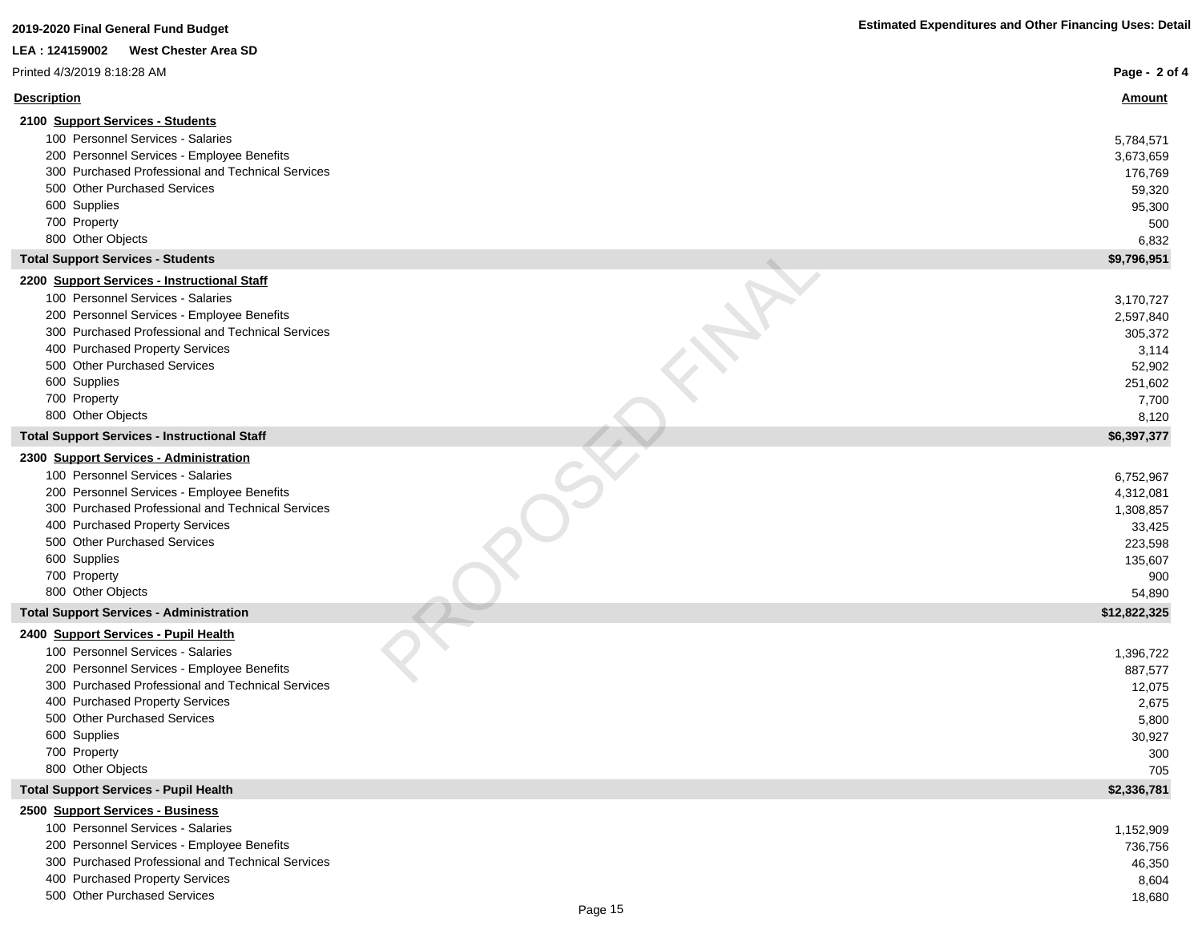**2019-2020 Final General Fund Budget**

**Estimated Expenditures and Other Financing Uses: Detail**

**LEA : 124159002 West Chester Area SD**

Printed 4/3/2019 8:18:28 AM

| Description | Amount |
|---|---|
| **2100 Support Services - Students** | |
| 100 Personnel Services - Salaries | 5,784,571 |
| 200 Personnel Services - Employee Benefits | 3,673,659 |
| 300 Purchased Professional and Technical Services | 176,769 |
| 500 Other Purchased Services | 59,320 |
| 600 Supplies | 95,300 |
| 700 Property | 500 |
| 800 Other Objects | 6,832 |
| **Total Support Services - Students** | **$9,796,951** |
| **2200 Support Services - Instructional Staff** | |
| 100 Personnel Services - Salaries | 3,170,727 |
| 200 Personnel Services - Employee Benefits | 2,597,840 |
| 300 Purchased Professional and Technical Services | 305,372 |
| 400 Purchased Property Services | 3,114 |
| 500 Other Purchased Services | 52,902 |
| 600 Supplies | 251,602 |
| 700 Property | 7,700 |
| 800 Other Objects | 8,120 |
| **Total Support Services - Instructional Staff** | **$6,397,377** |
| **2300 Support Services - Administration** | |
| 100 Personnel Services - Salaries | 6,752,967 |
| 200 Personnel Services - Employee Benefits | 4,312,081 |
| 300 Purchased Professional and Technical Services | 1,308,857 |
| 400 Purchased Property Services | 33,425 |
| 500 Other Purchased Services | 223,598 |
| 600 Supplies | 135,607 |
| 700 Property | 900 |
| 800 Other Objects | 54,890 |
| **Total Support Services - Administration** | **$12,822,325** |
| **2400 Support Services - Pupil Health** | |
| 100 Personnel Services - Salaries | 1,396,722 |
| 200 Personnel Services - Employee Benefits | 887,577 |
| 300 Purchased Professional and Technical Services | 12,075 |
| 400 Purchased Property Services | 2,675 |
| 500 Other Purchased Services | 5,800 |
| 600 Supplies | 30,927 |
| 700 Property | 300 |
| 800 Other Objects | 705 |
| **Total Support Services - Pupil Health** | **$2,336,781** |
| **2500 Support Services - Business** | |
| 100 Personnel Services - Salaries | 1,152,909 |
| 200 Personnel Services - Employee Benefits | 736,756 |
| 300 Purchased Professional and Technical Services | 46,350 |
| 400 Purchased Property Services | 8,604 |
| 500 Other Purchased Services | 18,680 |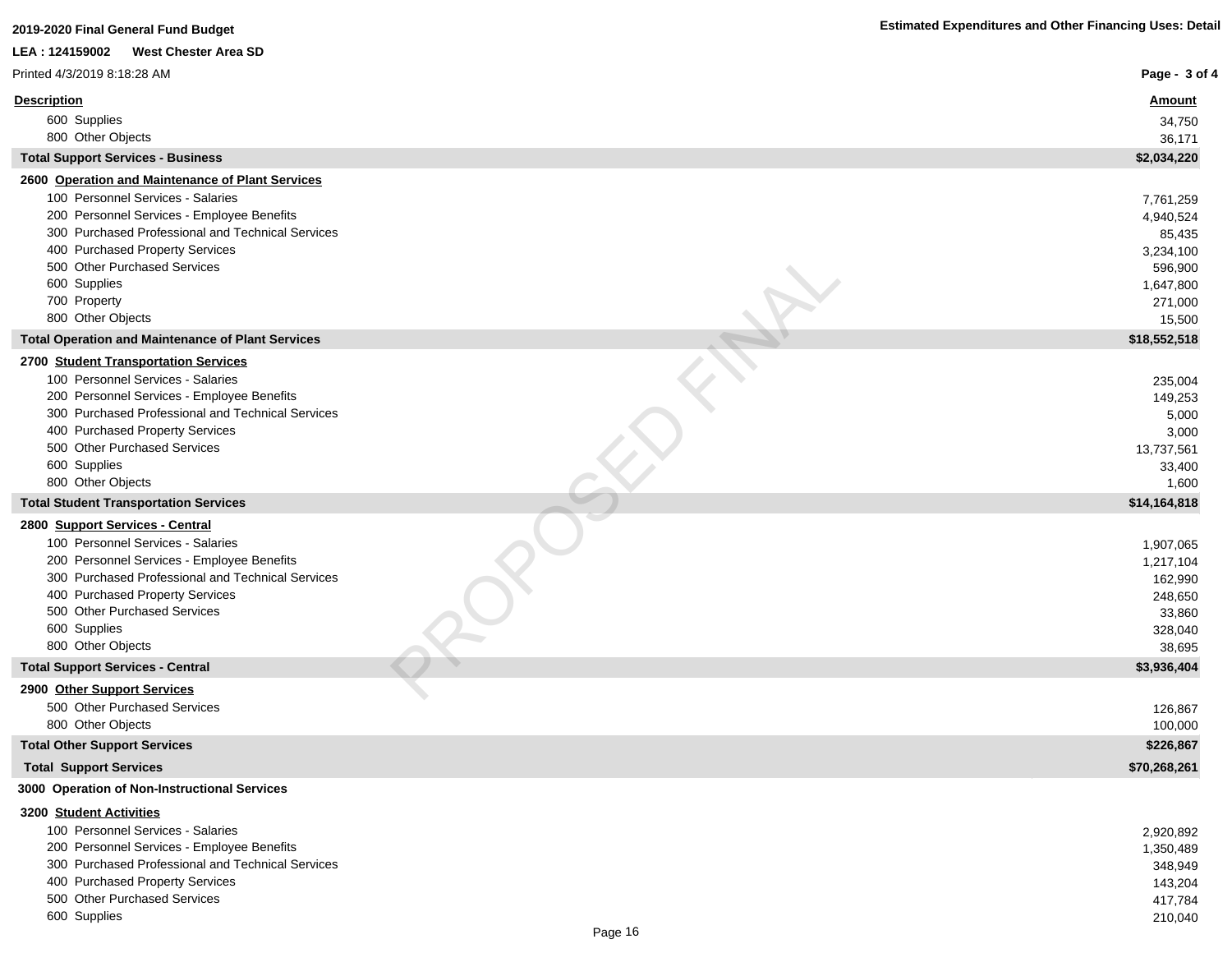2019-2020 Final General Fund Budget

LEA : 124159002 West Chester Area SD

Printed 4/3/2019 8:18:28 AM

Estimated Expenditures and Other Financing Uses: Detail

| Description | Amount |
|---|---|
| 600 Supplies | 34,750 |
| 800 Other Objects | 36,171 |
| **Total Support Services - Business** | **$2,034,220** |
| **2600 Operation and Maintenance of Plant Services** | |
| 100 Personnel Services - Salaries | 7,761,259 |
| 200 Personnel Services - Employee Benefits | 4,940,524 |
| 300 Purchased Professional and Technical Services | 85,435 |
| 400 Purchased Property Services | 3,234,100 |
| 500 Other Purchased Services | 596,900 |
| 600 Supplies | 1,647,800 |
| 700 Property | 271,000 |
| 800 Other Objects | 15,500 |
| **Total Operation and Maintenance of Plant Services** | **$18,552,518** |
| **2700 Student Transportation Services** | |
| 100 Personnel Services - Salaries | 235,004 |
| 200 Personnel Services - Employee Benefits | 149,253 |
| 300 Purchased Professional and Technical Services | 5,000 |
| 400 Purchased Property Services | 3,000 |
| 500 Other Purchased Services | 13,737,561 |
| 600 Supplies | 33,400 |
| 800 Other Objects | 1,600 |
| **Total Student Transportation Services** | **$14,164,818** |
| **2800 Support Services - Central** | |
| 100 Personnel Services - Salaries | 1,907,065 |
| 200 Personnel Services - Employee Benefits | 1,217,104 |
| 300 Purchased Professional and Technical Services | 162,990 |
| 400 Purchased Property Services | 248,650 |
| 500 Other Purchased Services | 33,860 |
| 600 Supplies | 328,040 |
| 800 Other Objects | 38,695 |
| **Total Support Services - Central** | **$3,936,404** |
| **2900 Other Support Services** | |
| 500 Other Purchased Services | 126,867 |
| 800 Other Objects | 100,000 |
| **Total Other Support Services** | **$226,867** |
| **Total Support Services** | **$70,268,261** |
| **3000 Operation of Non-Instructional Services** | |
| **3200 Student Activities** | |
| 100 Personnel Services - Salaries | 2,920,892 |
| 200 Personnel Services - Employee Benefits | 1,350,489 |
| 300 Purchased Professional and Technical Services | 348,949 |
| 400 Purchased Property Services | 143,204 |
| 500 Other Purchased Services | 417,784 |
| 600 Supplies | 210,040 |

PROPOSED FINAL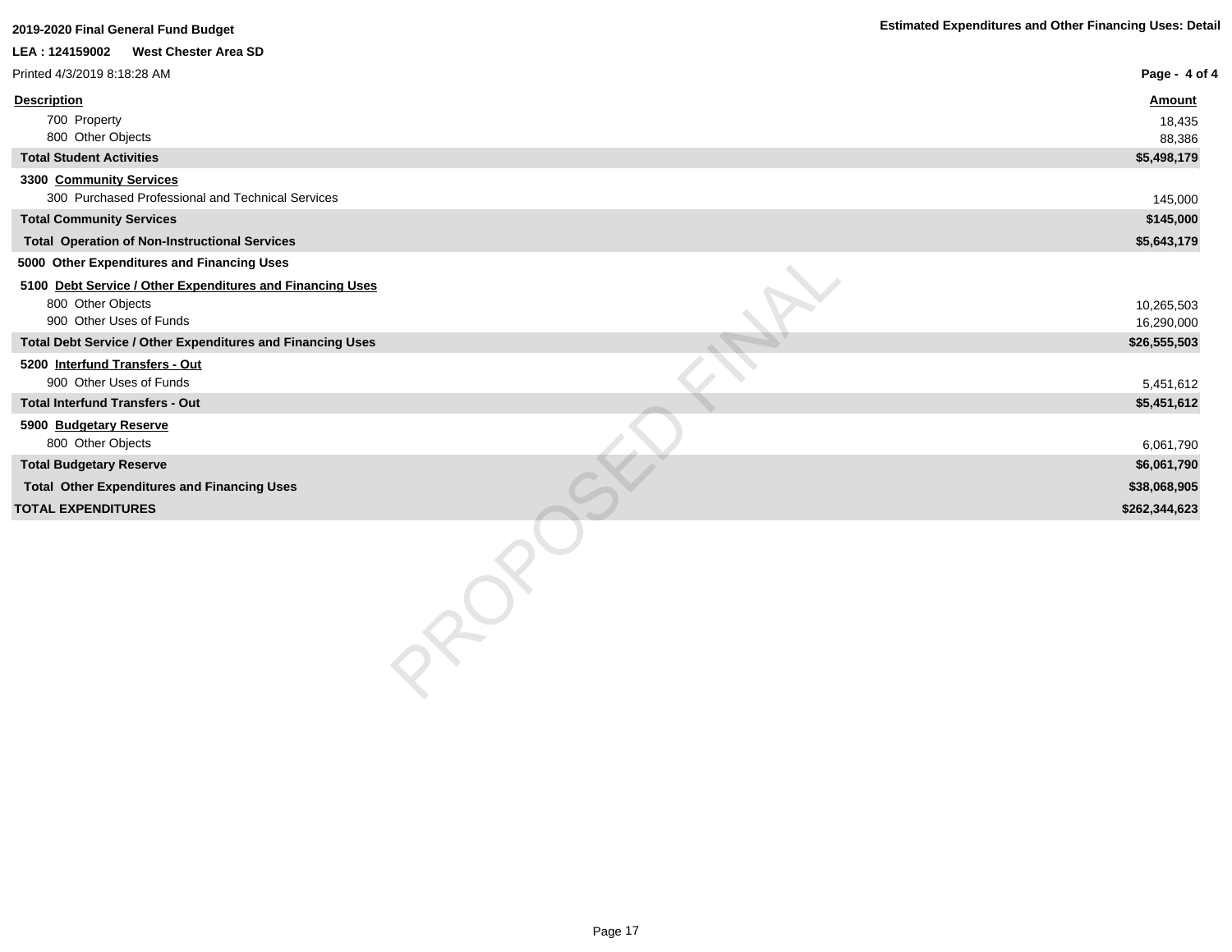**2019-2020 Final General Fund Budget** — **Estimated Expenditures and Other Financing Uses: Detail**

**LEA : 124159002 West Chester Area SD**

Printed 4/3/2019 8:18:28 AM

| Description | Amount |
|---|---|
| 700 Property | 18,435 |
| 800 Other Objects | 88,386 |
| **Total Student Activities** | **$5,498,179** |
| **3300 Community Services** | |
| 300 Purchased Professional and Technical Services | 145,000 |
| **Total Community Services** | **$145,000** |
| **Total Operation of Non-Instructional Services** | **$5,643,179** |
| **5000 Other Expenditures and Financing Uses** | |
| **5100 Debt Service / Other Expenditures and Financing Uses** | |
| 800 Other Objects | 10,265,503 |
| 900 Other Uses of Funds | 16,290,000 |
| **Total Debt Service / Other Expenditures and Financing Uses** | **$26,555,503** |
| **5200 Interfund Transfers - Out** | |
| 900 Other Uses of Funds | 5,451,612 |
| **Total Interfund Transfers - Out** | **$5,451,612** |
| **5900 Budgetary Reserve** | |
| 800 Other Objects | 6,061,790 |
| **Total Budgetary Reserve** | **$6,061,790** |
| **Total Other Expenditures and Financing Uses** | **$38,068,905** |
| **TOTAL EXPENDITURES** | **$262,344,623** |

PROPOSED FINAL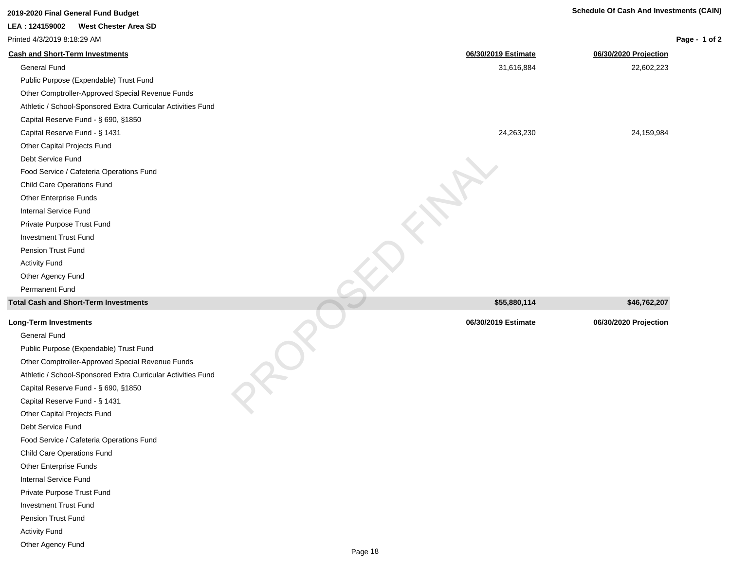**2019-2020 Final General Fund Budget**

**Schedule Of Cash And Investments (CAIN)**

**LEA : 124159002 West Chester Area SD**

Printed 4/3/2019 8:18:29 AM

| **Cash and Short-Term Investments** | **06/30/2019 Estimate** | **06/30/2020 Projection** |
|---|---|---|
| General Fund | 31,616,884 | 22,602,223 |
| Public Purpose (Expendable) Trust Fund | | |
| Other Comptroller-Approved Special Revenue Funds | | |
| Athletic / School-Sponsored Extra Curricular Activities Fund | | |
| Capital Reserve Fund - § 690, §1850 | | |
| Capital Reserve Fund - § 1431 | 24,263,230 | 24,159,984 |
| Other Capital Projects Fund | | |
| Debt Service Fund | | |
| Food Service / Cafeteria Operations Fund | | |
| Child Care Operations Fund | | |
| Other Enterprise Funds | | |
| Internal Service Fund | | |
| Private Purpose Trust Fund | | |
| Investment Trust Fund | | |
| Pension Trust Fund | | |
| Activity Fund | | |
| Other Agency Fund | | |
| Permanent Fund | | |
| **Total Cash and Short-Term Investments** | **$55,880,114** | **$46,762,207** |

| **Long-Term Investments** | **06/30/2019 Estimate** | **06/30/2020 Projection** |
|---|---|---|
| General Fund | | |
| Public Purpose (Expendable) Trust Fund | | |
| Other Comptroller-Approved Special Revenue Funds | | |
| Athletic / School-Sponsored Extra Curricular Activities Fund | | |
| Capital Reserve Fund - § 690, §1850 | | |
| Capital Reserve Fund - § 1431 | | |
| Other Capital Projects Fund | | |
| Debt Service Fund | | |
| Food Service / Cafeteria Operations Fund | | |
| Child Care Operations Fund | | |
| Other Enterprise Funds | | |
| Internal Service Fund | | |
| Private Purpose Trust Fund | | |
| Investment Trust Fund | | |
| Pension Trust Fund | | |
| Activity Fund | | |
| Other Agency Fund | | |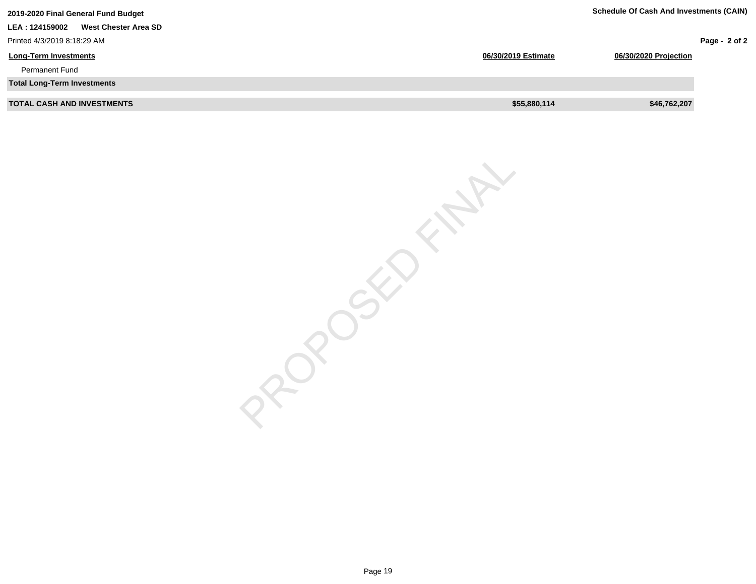| Long-Term Investments | 06/30/2019 Estimate | 06/30/2020 Projection |
|---|---|---|
| Permanent Fund | | |
| **Total Long-Term Investments** | | |
| **TOTAL CASH AND INVESTMENTS** | **$55,880,114** | **$46,762,207** |

PROPOSED FINAL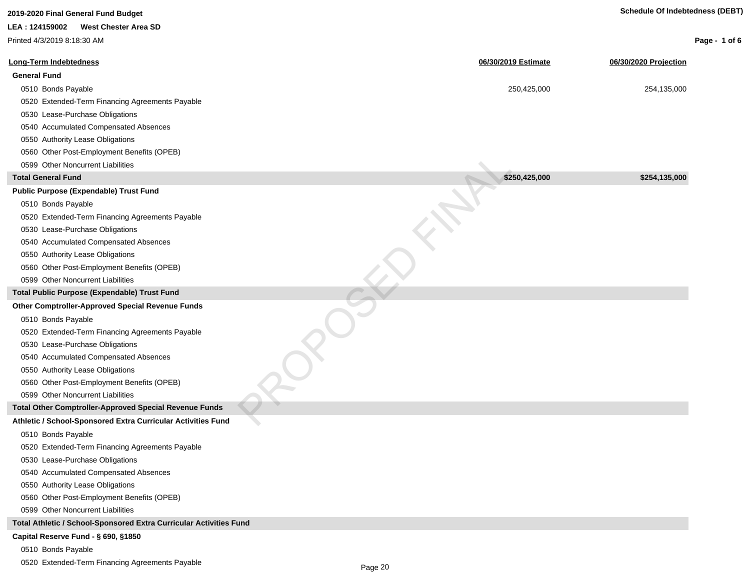**2019-2020 Final General Fund Budget**

**LEA : 124159002 West Chester Area SD**

Printed 4/3/2019 8:18:30 AM

**Schedule Of Indebtedness (DEBT)**

| Long-Term Indebtedness | 06/30/2019 Estimate | 06/30/2020 Projection |
|---|---|---|
| **General Fund** | | |
| 0510 Bonds Payable | 250,425,000 | 254,135,000 |
| 0520 Extended-Term Financing Agreements Payable | | |
| 0530 Lease-Purchase Obligations | | |
| 0540 Accumulated Compensated Absences | | |
| 0550 Authority Lease Obligations | | |
| 0560 Other Post-Employment Benefits (OPEB) | | |
| 0599 Other Noncurrent Liabilities | | |
| **Total General Fund** | **$250,425,000** | **$254,135,000** |
| **Public Purpose (Expendable) Trust Fund** | | |
| 0510 Bonds Payable | | |
| 0520 Extended-Term Financing Agreements Payable | | |
| 0530 Lease-Purchase Obligations | | |
| 0540 Accumulated Compensated Absences | | |
| 0550 Authority Lease Obligations | | |
| 0560 Other Post-Employment Benefits (OPEB) | | |
| 0599 Other Noncurrent Liabilities | | |
| **Total Public Purpose (Expendable) Trust Fund** | | |
| **Other Comptroller-Approved Special Revenue Funds** | | |
| 0510 Bonds Payable | | |
| 0520 Extended-Term Financing Agreements Payable | | |
| 0530 Lease-Purchase Obligations | | |
| 0540 Accumulated Compensated Absences | | |
| 0550 Authority Lease Obligations | | |
| 0560 Other Post-Employment Benefits (OPEB) | | |
| 0599 Other Noncurrent Liabilities | | |
| **Total Other Comptroller-Approved Special Revenue Funds** | | |
| **Athletic / School-Sponsored Extra Curricular Activities Fund** | | |
| 0510 Bonds Payable | | |
| 0520 Extended-Term Financing Agreements Payable | | |
| 0530 Lease-Purchase Obligations | | |
| 0540 Accumulated Compensated Absences | | |
| 0550 Authority Lease Obligations | | |
| 0560 Other Post-Employment Benefits (OPEB) | | |
| 0599 Other Noncurrent Liabilities | | |
| **Total Athletic / School-Sponsored Extra Curricular Activities Fund** | | |
| **Capital Reserve Fund - § 690, §1850** | | |
| 0510 Bonds Payable | | |
| 0520 Extended-Term Financing Agreements Payable | | |

PROPOSED FINAL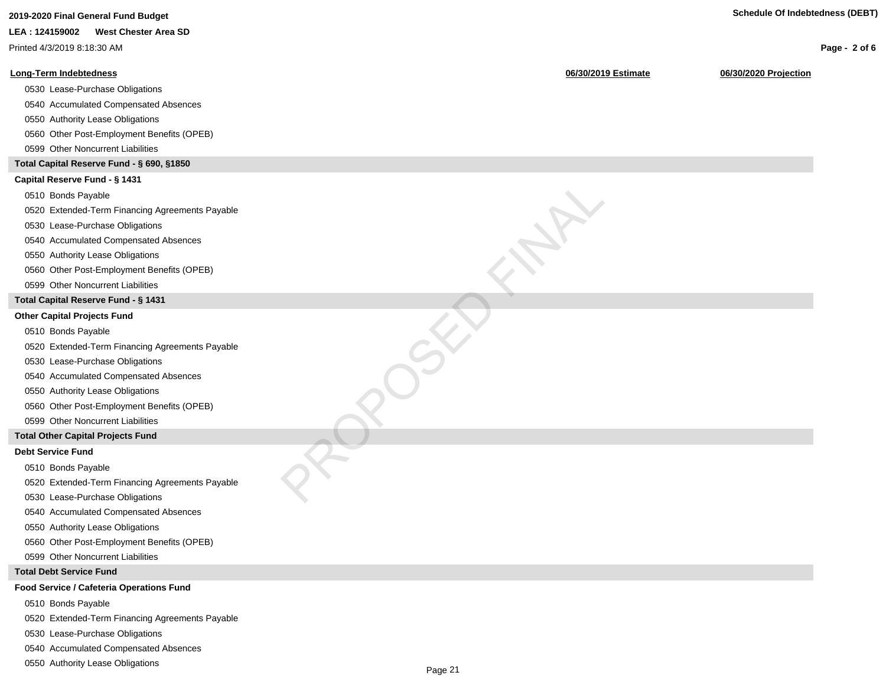| Long-Term Indebtedness | 06/30/2019 Estimate | 06/30/2020 Projection |
|---|---|---|
| 0530 Lease-Purchase Obligations | | |
| 0540 Accumulated Compensated Absences | | |
| 0550 Authority Lease Obligations | | |
| 0560 Other Post-Employment Benefits (OPEB) | | |
| 0599 Other Noncurrent Liabilities | | |
| **Total Capital Reserve Fund - § 690, §1850** | | |
| **Capital Reserve Fund - § 1431** | | |
| 0510 Bonds Payable | | |
| 0520 Extended-Term Financing Agreements Payable | | |
| 0530 Lease-Purchase Obligations | | |
| 0540 Accumulated Compensated Absences | | |
| 0550 Authority Lease Obligations | | |
| 0560 Other Post-Employment Benefits (OPEB) | | |
| 0599 Other Noncurrent Liabilities | | |
| **Total Capital Reserve Fund - § 1431** | | |
| **Other Capital Projects Fund** | | |
| 0510 Bonds Payable | | |
| 0520 Extended-Term Financing Agreements Payable | | |
| 0530 Lease-Purchase Obligations | | |
| 0540 Accumulated Compensated Absences | | |
| 0550 Authority Lease Obligations | | |
| 0560 Other Post-Employment Benefits (OPEB) | | |
| 0599 Other Noncurrent Liabilities | | |
| **Total Other Capital Projects Fund** | | |
| **Debt Service Fund** | | |
| 0510 Bonds Payable | | |
| 0520 Extended-Term Financing Agreements Payable | | |
| 0530 Lease-Purchase Obligations | | |
| 0540 Accumulated Compensated Absences | | |
| 0550 Authority Lease Obligations | | |
| 0560 Other Post-Employment Benefits (OPEB) | | |
| 0599 Other Noncurrent Liabilities | | |
| **Total Debt Service Fund** | | |
| **Food Service / Cafeteria Operations Fund** | | |
| 0510 Bonds Payable | | |
| 0520 Extended-Term Financing Agreements Payable | | |
| 0530 Lease-Purchase Obligations | | |
| 0540 Accumulated Compensated Absences | | |
| 0550 Authority Lease Obligations | | |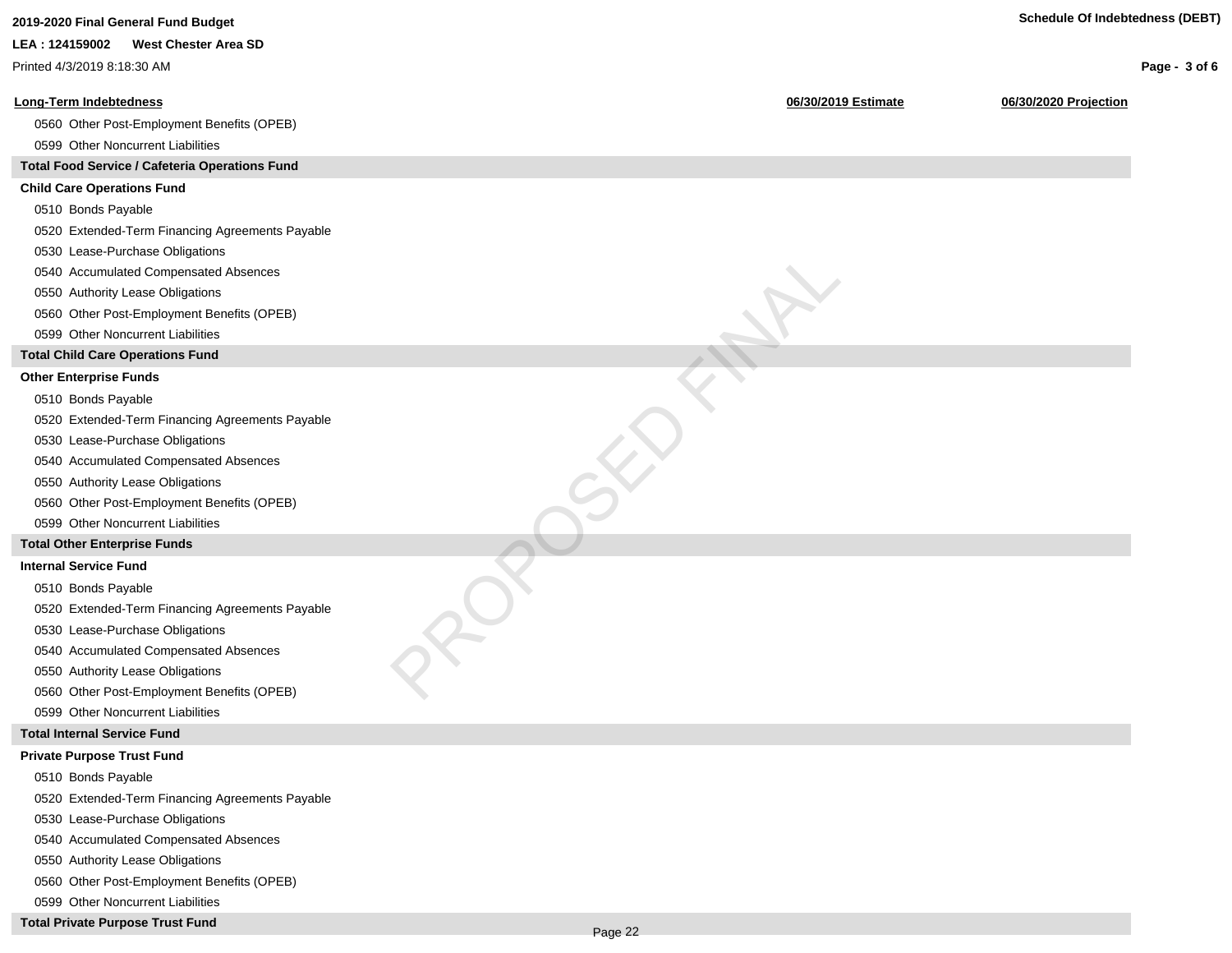| Long-Term Indebtedness | 06/30/2019 Estimate | 06/30/2020 Projection |
|---|---|---|
| 0560 Other Post-Employment Benefits (OPEB) | | |
| 0599 Other Noncurrent Liabilities | | |
| **Total Food Service / Cafeteria Operations Fund** | | |
| **Child Care Operations Fund** | | |
| 0510 Bonds Payable | | |
| 0520 Extended-Term Financing Agreements Payable | | |
| 0530 Lease-Purchase Obligations | | |
| 0540 Accumulated Compensated Absences | | |
| 0550 Authority Lease Obligations | | |
| 0560 Other Post-Employment Benefits (OPEB) | | |
| 0599 Other Noncurrent Liabilities | | |
| **Total Child Care Operations Fund** | | |
| **Other Enterprise Funds** | | |
| 0510 Bonds Payable | | |
| 0520 Extended-Term Financing Agreements Payable | | |
| 0530 Lease-Purchase Obligations | | |
| 0540 Accumulated Compensated Absences | | |
| 0550 Authority Lease Obligations | | |
| 0560 Other Post-Employment Benefits (OPEB) | | |
| 0599 Other Noncurrent Liabilities | | |
| **Total Other Enterprise Funds** | | |
| **Internal Service Fund** | | |
| 0510 Bonds Payable | | |
| 0520 Extended-Term Financing Agreements Payable | | |
| 0530 Lease-Purchase Obligations | | |
| 0540 Accumulated Compensated Absences | | |
| 0550 Authority Lease Obligations | | |
| 0560 Other Post-Employment Benefits (OPEB) | | |
| 0599 Other Noncurrent Liabilities | | |
| **Total Internal Service Fund** | | |
| **Private Purpose Trust Fund** | | |
| 0510 Bonds Payable | | |
| 0520 Extended-Term Financing Agreements Payable | | |
| 0530 Lease-Purchase Obligations | | |
| 0540 Accumulated Compensated Absences | | |
| 0550 Authority Lease Obligations | | |
| 0560 Other Post-Employment Benefits (OPEB) | | |
| 0599 Other Noncurrent Liabilities | | |
| **Total Private Purpose Trust Fund** | | |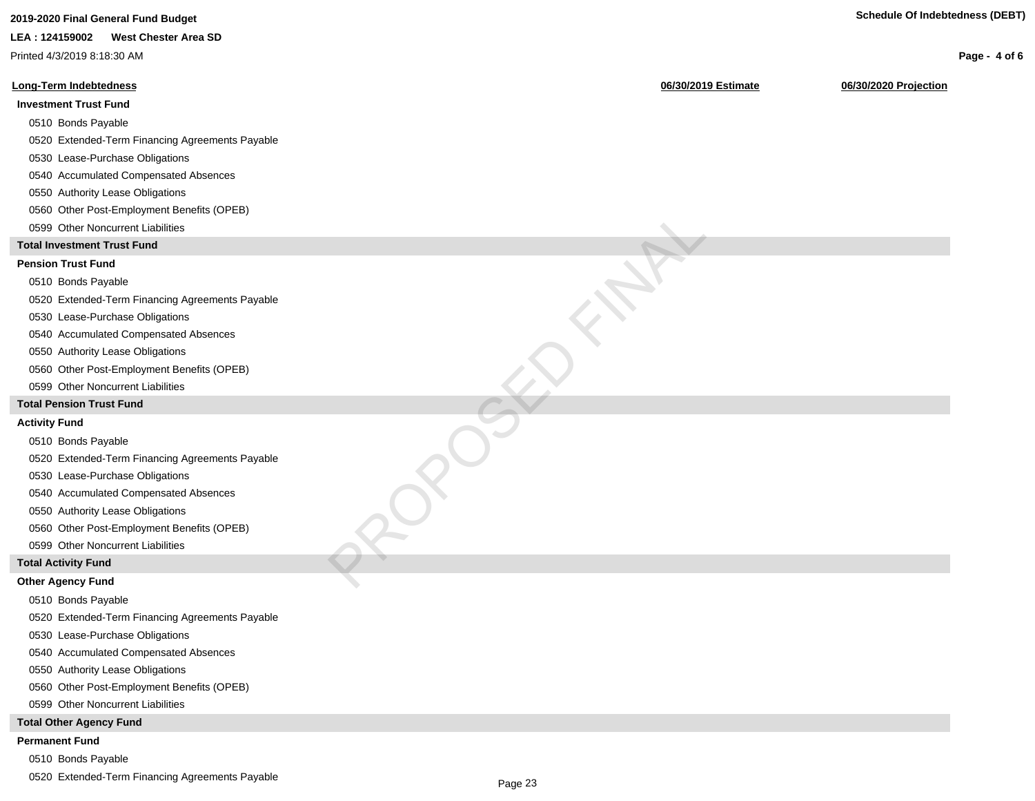# Schedule Of Indebtedness (DEBT)

2019-2020 Final General Fund Budget

LEA : 124159002 West Chester Area SD

Printed 4/3/2019 8:18:30 AM

| Long-Term Indebtedness | 06/30/2019 Estimate | 06/30/2020 Projection |
|---|---|---|
| **Investment Trust Fund** | | |
| 0510 Bonds Payable | | |
| 0520 Extended-Term Financing Agreements Payable | | |
| 0530 Lease-Purchase Obligations | | |
| 0540 Accumulated Compensated Absences | | |
| 0550 Authority Lease Obligations | | |
| 0560 Other Post-Employment Benefits (OPEB) | | |
| 0599 Other Noncurrent Liabilities | | |
| **Total Investment Trust Fund** | | |
| **Pension Trust Fund** | | |
| 0510 Bonds Payable | | |
| 0520 Extended-Term Financing Agreements Payable | | |
| 0530 Lease-Purchase Obligations | | |
| 0540 Accumulated Compensated Absences | | |
| 0550 Authority Lease Obligations | | |
| 0560 Other Post-Employment Benefits (OPEB) | | |
| 0599 Other Noncurrent Liabilities | | |
| **Total Pension Trust Fund** | | |
| **Activity Fund** | | |
| 0510 Bonds Payable | | |
| 0520 Extended-Term Financing Agreements Payable | | |
| 0530 Lease-Purchase Obligations | | |
| 0540 Accumulated Compensated Absences | | |
| 0550 Authority Lease Obligations | | |
| 0560 Other Post-Employment Benefits (OPEB) | | |
| 0599 Other Noncurrent Liabilities | | |
| **Total Activity Fund** | | |
| **Other Agency Fund** | | |
| 0510 Bonds Payable | | |
| 0520 Extended-Term Financing Agreements Payable | | |
| 0530 Lease-Purchase Obligations | | |
| 0540 Accumulated Compensated Absences | | |
| 0550 Authority Lease Obligations | | |
| 0560 Other Post-Employment Benefits (OPEB) | | |
| 0599 Other Noncurrent Liabilities | | |
| **Total Other Agency Fund** | | |
| **Permanent Fund** | | |
| 0510 Bonds Payable | | |
| 0520 Extended-Term Financing Agreements Payable | | |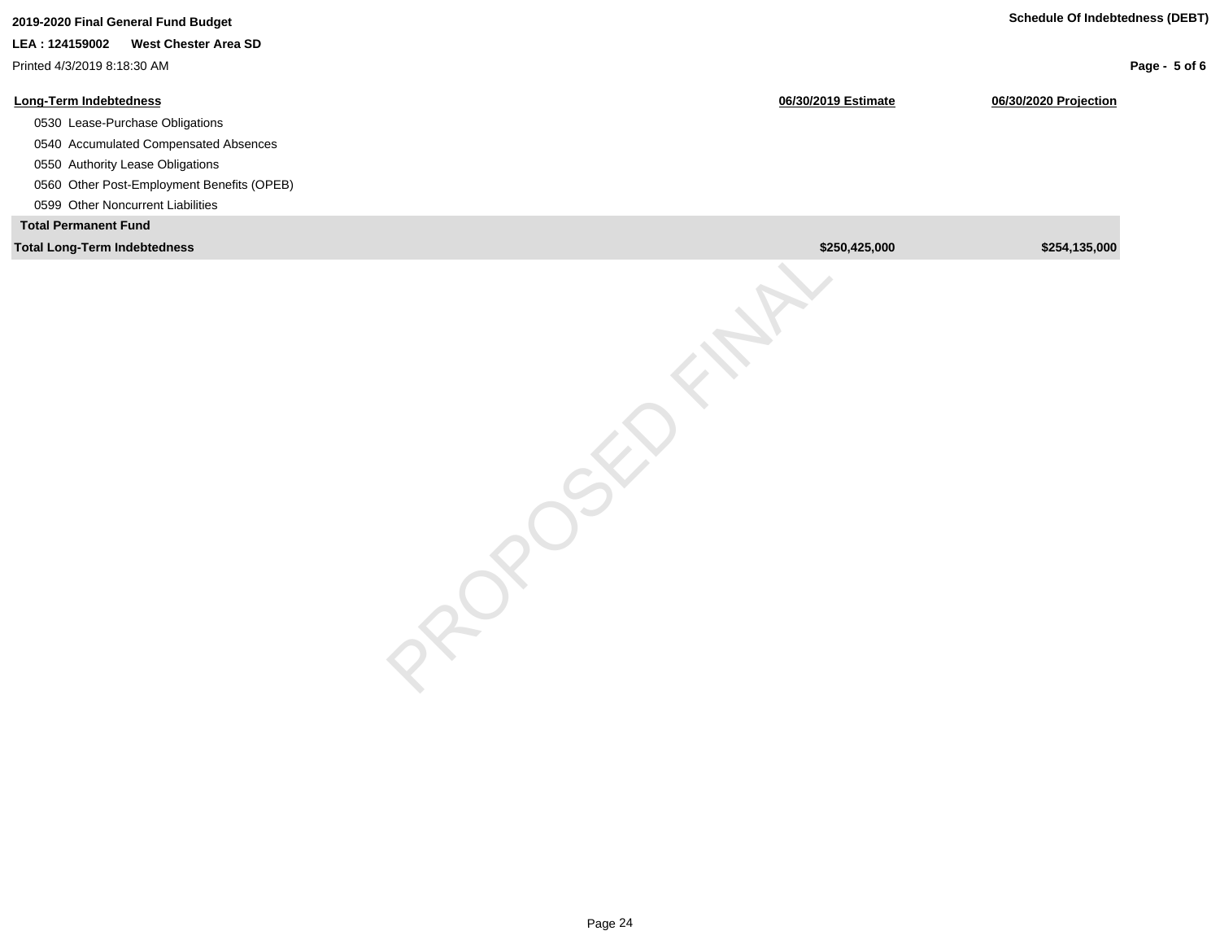| Long-Term Indebtedness | 06/30/2019 Estimate | 06/30/2020 Projection |
|---|---|---|
| 0530 Lease-Purchase Obligations | | |
| 0540 Accumulated Compensated Absences | | |
| 0550 Authority Lease Obligations | | |
| 0560 Other Post-Employment Benefits (OPEB) | | |
| 0599 Other Noncurrent Liabilities | | |
| **Total Permanent Fund** | | |
| **Total Long-Term Indebtedness** | **$250,425,000** | **$254,135,000** |

PROPOSED FINAL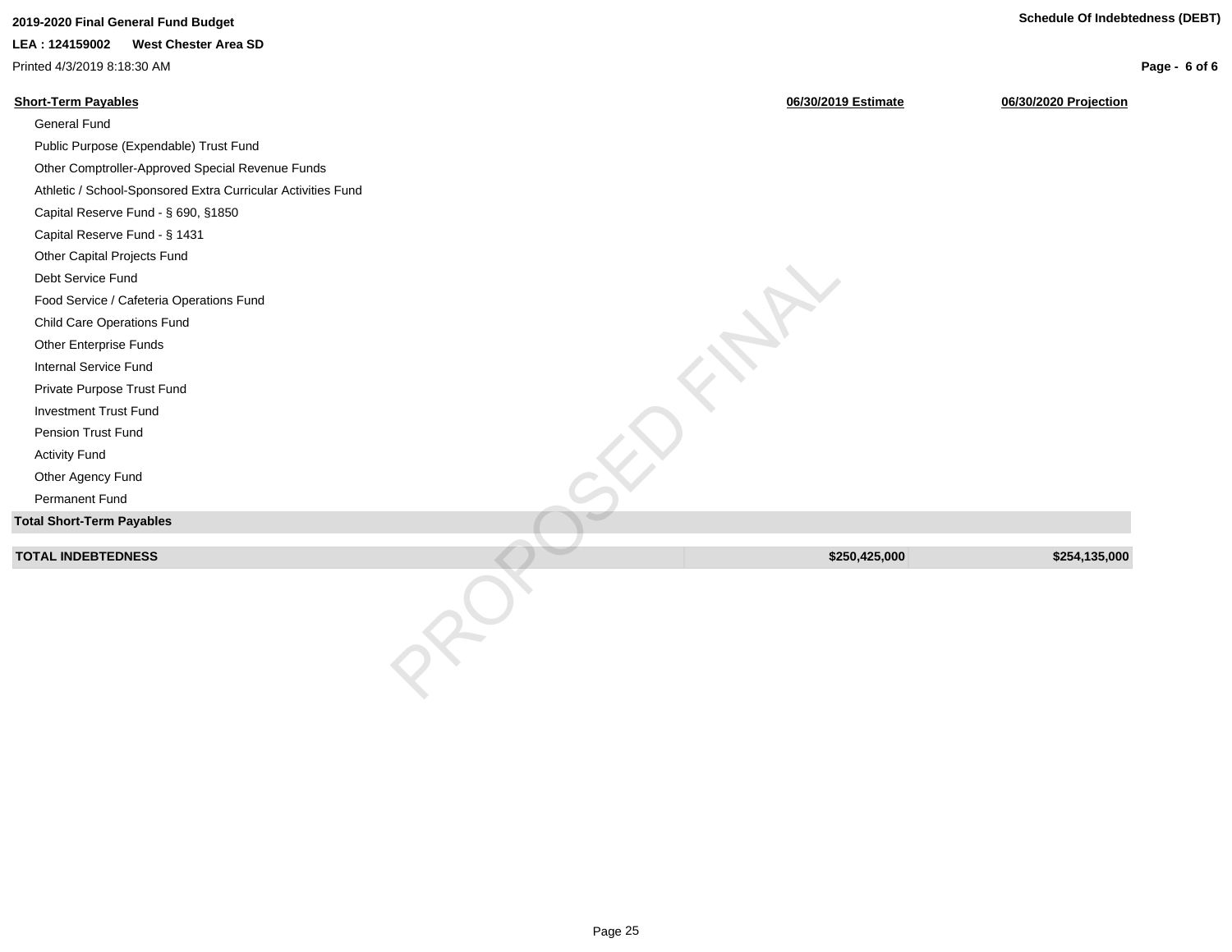2019-2020 Final General Fund Budget

LEA : 124159002 West Chester Area SD

Printed 4/3/2019 8:18:30 AM

Schedule Of Indebtedness (DEBT)

| Short-Term Payables | 06/30/2019 Estimate | 06/30/2020 Projection |
|---|---|---|
| General Fund | | |
| Public Purpose (Expendable) Trust Fund | | |
| Other Comptroller-Approved Special Revenue Funds | | |
| Athletic / School-Sponsored Extra Curricular Activities Fund | | |
| Capital Reserve Fund - § 690, §1850 | | |
| Capital Reserve Fund - § 1431 | | |
| Other Capital Projects Fund | | |
| Debt Service Fund | | |
| Food Service / Cafeteria Operations Fund | | |
| Child Care Operations Fund | | |
| Other Enterprise Funds | | |
| Internal Service Fund | | |
| Private Purpose Trust Fund | | |
| Investment Trust Fund | | |
| Pension Trust Fund | | |
| Activity Fund | | |
| Other Agency Fund | | |
| Permanent Fund | | |
| **Total Short-Term Payables** | | |
| **TOTAL INDEBTEDNESS** | **$250,425,000** | **$254,135,000** |

PROPOSED FINAL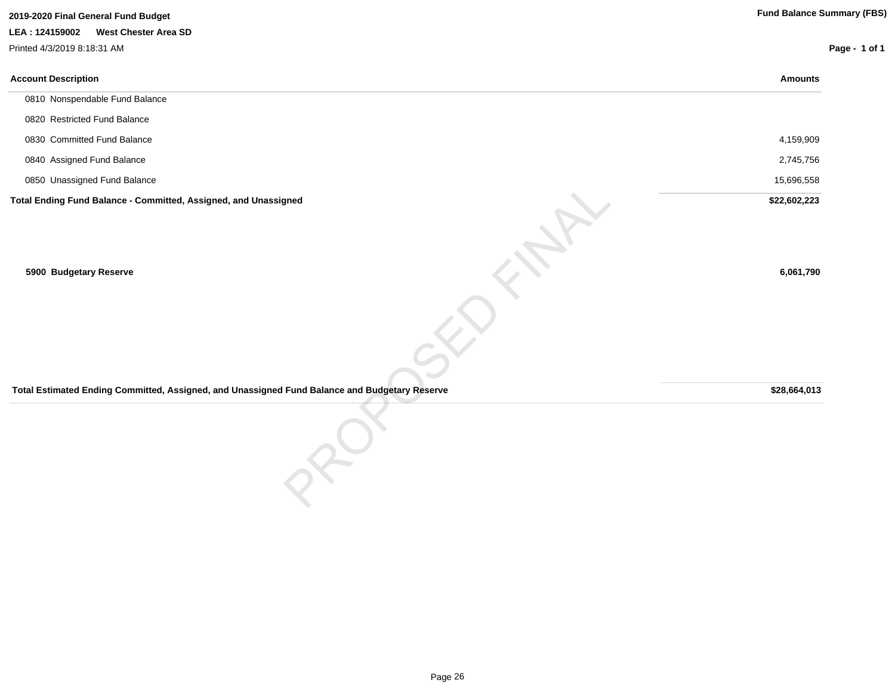**2019-2020 Final General Fund Budget**

**LEA : 124159002 West Chester Area SD**

Printed 4/3/2019 8:18:31 AM

**Fund Balance Summary (FBS)**

| Account Description | Amounts |
|---|---|
| 0810 Nonspendable Fund Balance | |
| 0820 Restricted Fund Balance | |
| 0830 Committed Fund Balance | 4,159,909 |
| 0840 Assigned Fund Balance | 2,745,756 |
| 0850 Unassigned Fund Balance | 15,696,558 |
| **Total Ending Fund Balance - Committed, Assigned, and Unassigned** | **$22,602,223** |
| **5900 Budgetary Reserve** | **6,061,790** |
| **Total Estimated Ending Committed, Assigned, and Unassigned Fund Balance and Budgetary Reserve** | **$28,664,013** |

PROPOSED FINAL